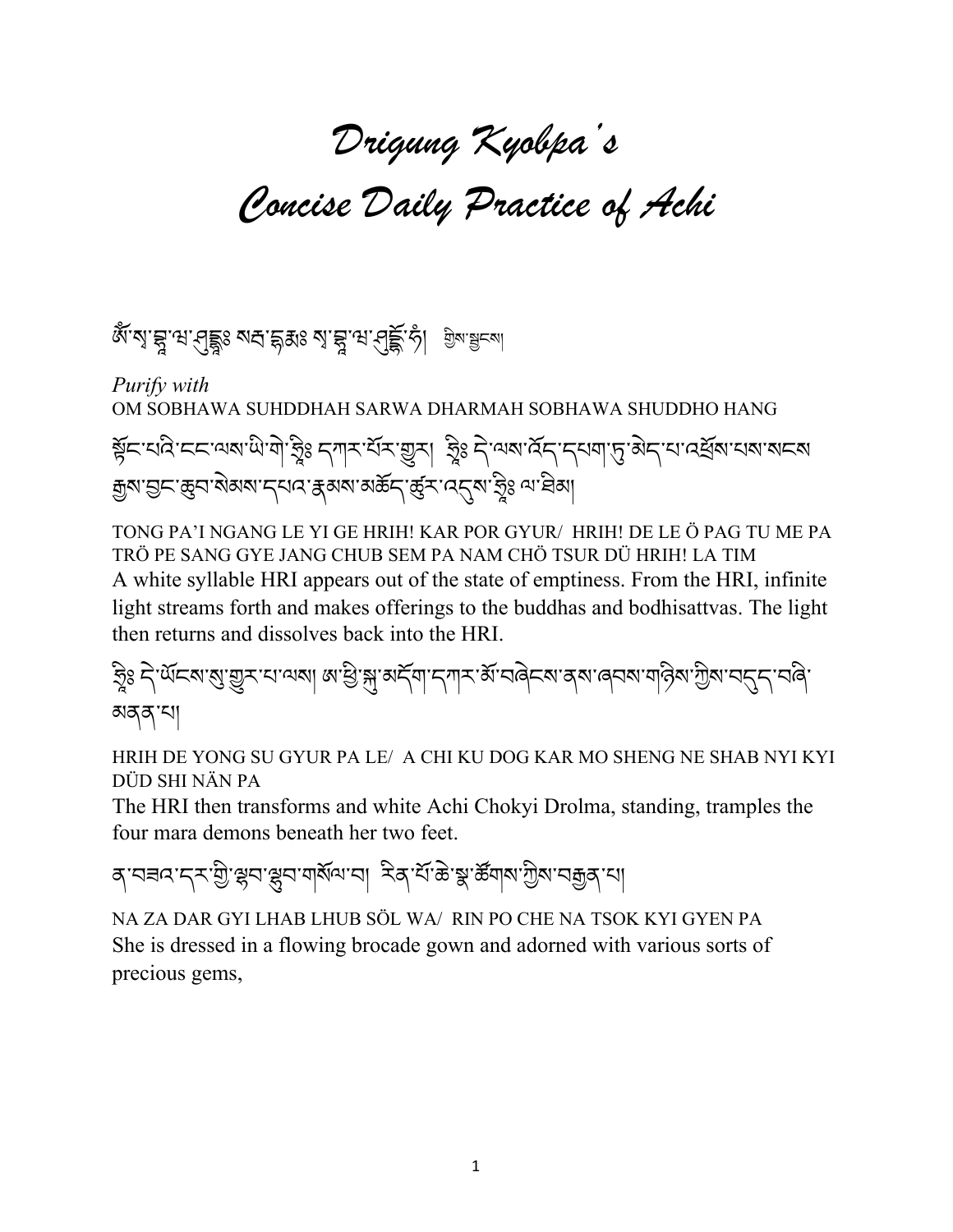# Drigung Kyobpa's Concise Daily Practice of Achi

ཨོཾ་སྭ་བྷཱ་ཝ་ཤུདྡྷཿ སརྦ་དྷརྨཿ སྭ་བྷཱ་ཝ་ཤུདྡྷོ་ཧཾ། ཀྱིས་སྦྱངས།

*Purify with*
OM SOBHAWA SUHDDHAH SARWA DHARMAH SOBHAWA SHUDDHO HANG

སྟོང་པའི་ངང་ལས་ཡི་གེ་ཧྲཱིཿ དཀར་པོར་གྱུར། ཧྲཱིཿ དེ་ལས་འོད་དཔག་ཏུ་མེད་པ་འཕྲོས་པས་སངས་རྒྱས་བྱང་ཆུབ་སེམས་དཔའ་རྣམས་མཆོད་ཚུར་འདུས་ཧྲཱིཿ ལ་ཐིམ།

TONG PA'I NGANG LE YI GE HRIH! KAR POR GYUR/ HRIH! DE LE Ö PAG TU ME PA TRÖ PE SANG GYE JANG CHUB SEM PA NAM CHÖ TSUR DÜ HRIH! LA TIM

A white syllable HRI appears out of the state of emptiness. From the HRI, infinite light streams forth and makes offerings to the buddhas and bodhisattvas. The light then returns and dissolves back into the HRI.

ཧྲཱིཿ དེ་ཡོངས་སུ་གྱུར་པ་ལས། ཨ་ཕྱི་སྐུ་མདོག་དཀར་མོ་བཞེངས་ནས་ཞབས་གཉིས་ཀྱིས་བདུད་བཞི་མནན་པ།

HRIH DE YONG SU GYUR PA LE/ A CHI KU DOG KAR MO SHENG NE SHAB NYI KYI DÜD SHI NÄN PA

The HRI then transforms and white Achi Chokyi Drolma, standing, tramples the four mara demons beneath her two feet.

ན་བཟའ་དར་གྱི་ལྷབ་ལྷུབ་གསོལ་བ། རིན་པོ་ཆེ་སྣ་ཚོགས་ཀྱིས་བརྒྱན་པ།

NA ZA DAR GYI LHAB LHUB SÖL WA/ RIN PO CHE NA TSOK KYI GYEN PA

She is dressed in a flowing brocade gown and adorned with various sorts of precious gems,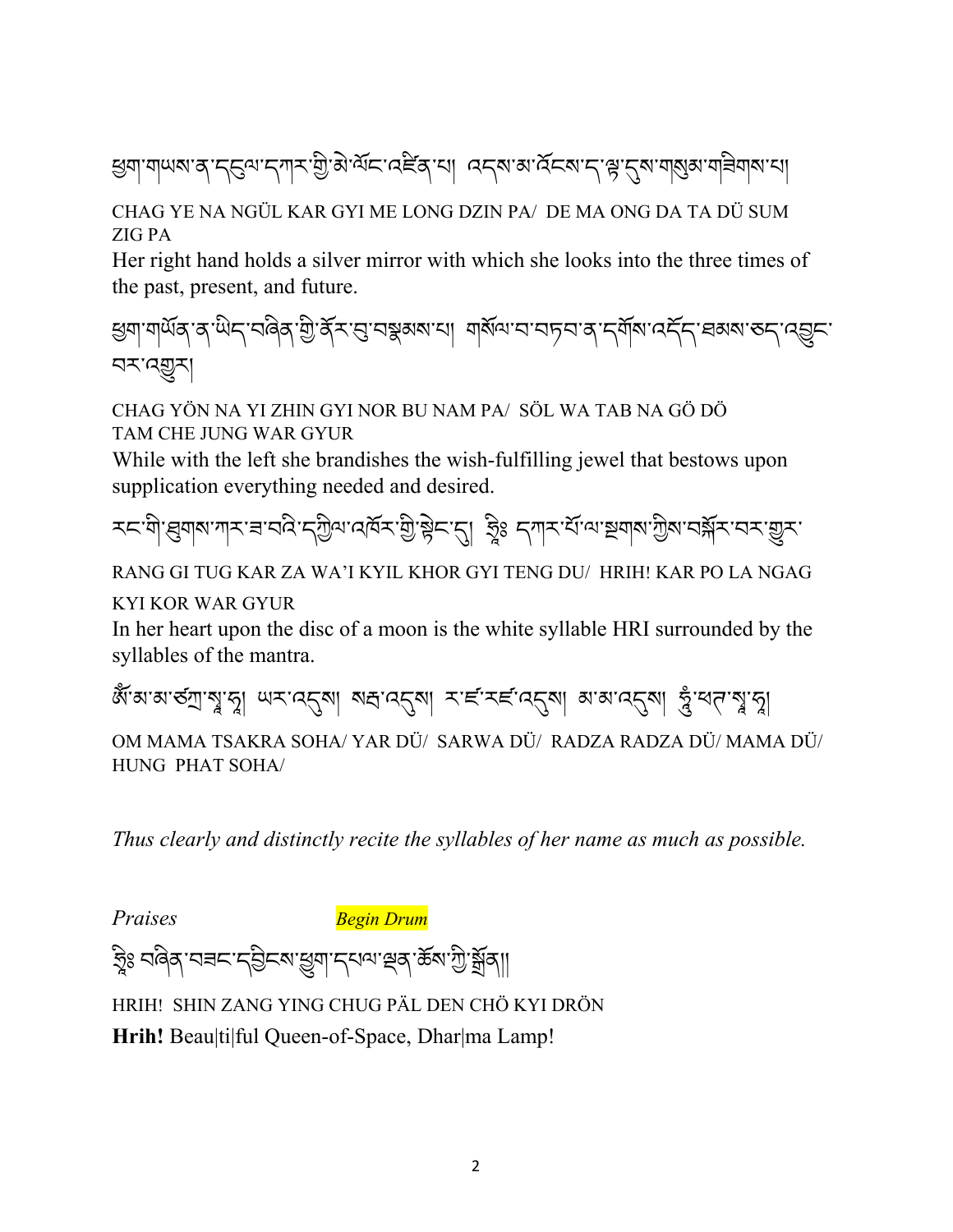ཕྱག་གཡས་ན་དངུལ་དཀར་གྱི་མེ་ལོང་འཛིན་པ། འདས་མ་འོངས་ད་ལྟ་དུས་གསུམ་གཟིགས་པ།

CHAG YE NA NGÜL KAR GYI ME LONG DZIN PA/ DE MA ONG DA TA DÜ SUM ZIG PA

Her right hand holds a silver mirror with which she looks into the three times of the past, present, and future.

ཕྱག་གཡོན་ན་ཡིད་བཞིན་གྱི་ནོར་བུ་བསྣམས་པ། གསོལ་བ་བཏབ་ན་དགོས་འདོད་ཐམས་ཅད་འབྱུང་བར་འགྱུར།

CHAG YÖN NA YI ZHIN GYI NOR BU NAM PA/ SÖL WA TAB NA GÖ DÖ TAM CHE JUNG WAR GYUR

While with the left she brandishes the wish-fulfilling jewel that bestows upon supplication everything needed and desired.

རང་གི་ཐུགས་ཀར་ཟ་བའི་དཀྱིལ་འཁོར་གྱི་སྟེང་དུ། ཧྲཱིཿ དཀར་པོ་ལ་སྔགས་ཀྱིས་བསྐོར་བར་གྱུར་

RANG GI TUG KAR ZA WA'I KYIL KHOR GYI TENG DU/ HRIH! KAR PO LA NGAG KYI KOR WAR GYUR

In her heart upon the disc of a moon is the white syllable HRI surrounded by the syllables of the mantra.

ཨོཾ་མ་མ་ཙཀྲ་སྭཱ་ཧཱ། ཡར་འདུས། སརྦ་འདུས། ར་ཛ་རཛ་འདུས། མ་མ་འདུས། ཧཱུྃ་ཕཊ་སྭཱ་ཧཱ།

OM MAMA TSAKRA SOHA/ YAR DÜ/ SARWA DÜ/ RADZA RADZA DÜ/ MAMA DÜ/ HUNG PHAT SOHA/

*Thus clearly and distinctly recite the syllables of her name as much as possible.*

*Praises* *Begin Drum*

ཧྲཱིཿ བཞིན་བཟང་དབྱིངས་ཕྱུག་དཔལ་ལྡན་ཆོས་ཀྱི་སྒྲོན།།

HRIH! SHIN ZANG YING CHUG PÄL DEN CHÖ KYI DRÖN

**Hrih!** Beau|ti|ful Queen-of-Space, Dhar|ma Lamp!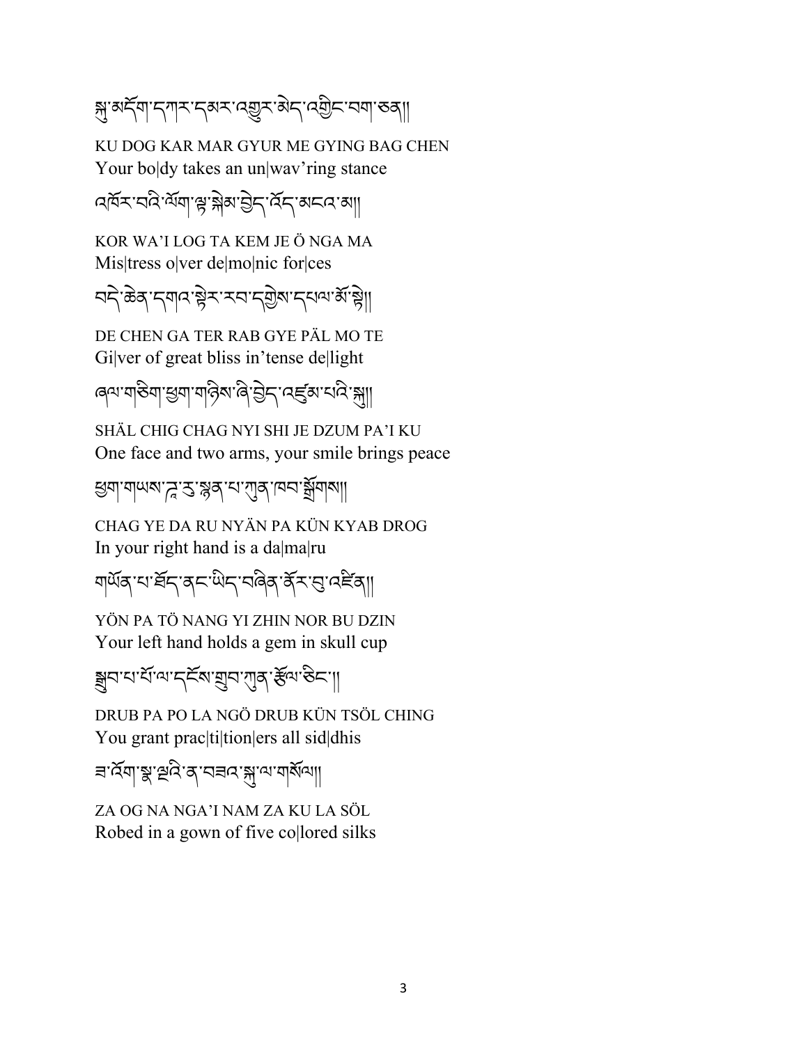སྐུ་མདོག་དཀར་དམར་འགྱུར་མེད་འགྱིང་བག་ཅན།།

KU DOG KAR MAR GYUR ME GYING BAG CHEN
Your bo|dy takes an un|wav'ring stance

འཁོར་བའི་ལོག་ལྟ་སྐེམ་བྱེད་འོད་མངའ་མ།།

KOR WA'I LOG TA KEM JE Ö NGA MA
Mis|tress o|ver de|mo|nic for|ces

བདེ་ཆེན་དགའ་སྟེར་རབ་དགྱེས་དཔལ་མོ་སྟེ།།

DE CHEN GA TER RAB GYE PÄL MO TE
Gi|ver of great bliss in'tense de|light

ཞལ་གཅིག་ཕྱག་གཉིས་ཞི་བྱེད་འཛུམ་པའི་སྐུ།།

SHÄL CHIG CHAG NYI SHI JE DZUM PA'I KU
One face and two arms, your smile brings peace

ཕྱག་གཡས་ཌཱ་རུ་སྙན་པ་ཀུན་ཁྱབ་སྒྲོགས།།

CHAG YE DA RU NYÄN PA KÜN KYAB DROG
In your right hand is a da|ma|ru

གཡོན་པ་ཐོད་ནང་ཡིད་བཞིན་ནོར་བུ་འཛིན།།

YÖN PA TÖ NANG YI ZHIN NOR BU DZIN
Your left hand holds a gem in skull cup

སྒྲུབ་པ་པོ་ལ་དངོས་གྲུབ་ཀུན་རྩོལ་ཅིང་།།

DRUB PA PO LA NGÖ DRUB KÜN TSÖL CHING
You grant prac|ti|tion|ers all sid|dhis

ཟ་འོག་སྣ་ལྔའི་ན་བཟའ་སྐུ་ལ་གསོལ།།

ZA OG NA NGA'I NAM ZA KU LA SÖL
Robed in a gown of five co|lored silks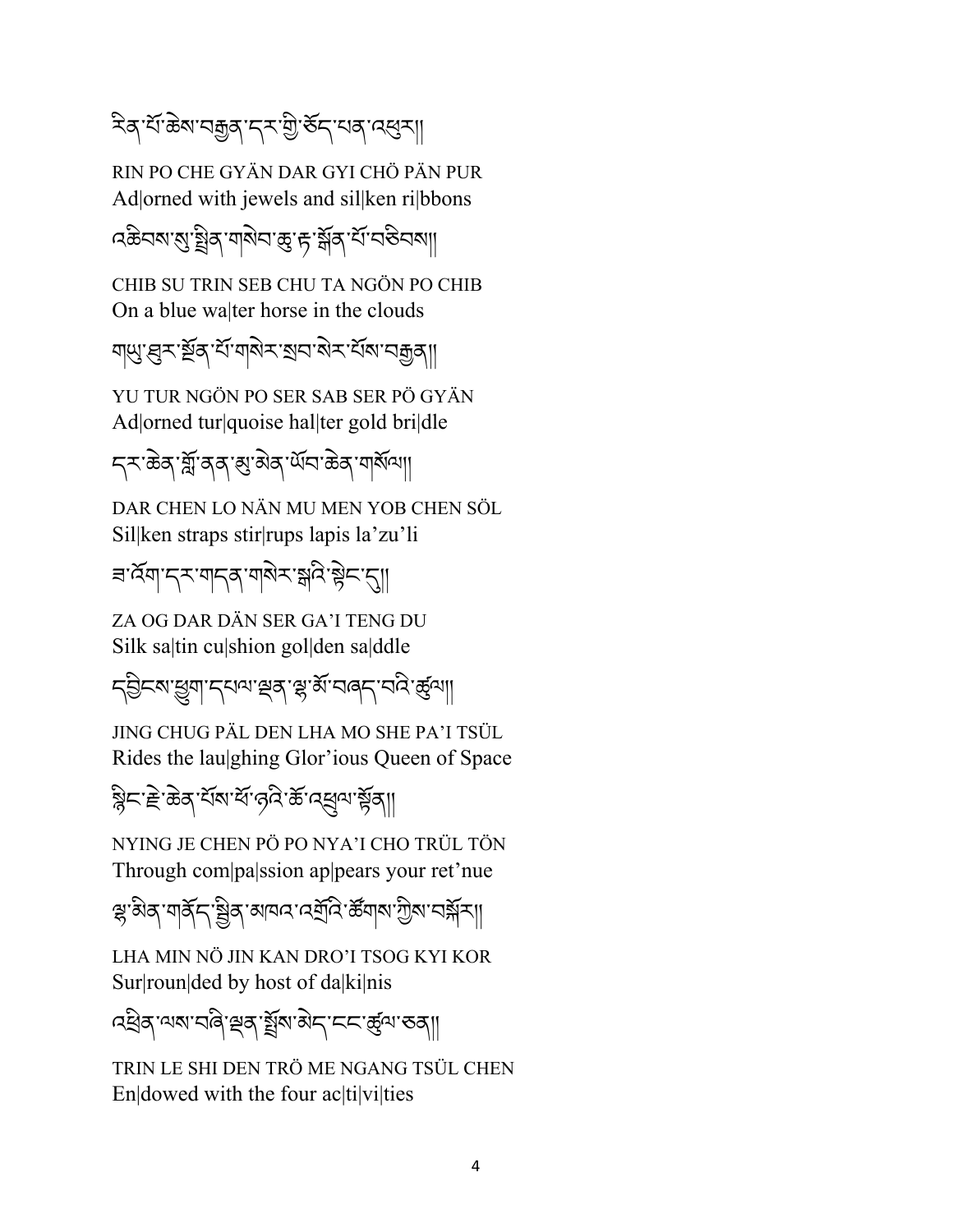རིན་པོ་ཆེས་བརྒྱན་དར་གྱི་ཅོད་པན་འཕུར།།

RIN PO CHE GYÄN DAR GYI CHÖ PÄN PUR
Ad|orned with jewels and sil|ken ri|bbons

འཆིབས་སུ་སྤྲིན་གསེབ་ཆུ་རྟ་སྔོན་པོ་བཅིབས།།

CHIB SU TRIN SEB CHU TA NGÖN PO CHIB
On a blue wa|ter horse in the clouds

གཡུ་ཐུར་སྔོན་པོ་གསེར་སྲབ་སེར་པོས་བརྒྱན།།

YU TUR NGÖN PO SER SAB SER PÖ GYÄN
Ad|orned tur|quoise hal|ter gold bri|dle

དར་ཆེན་གློ་ནན་མུ་མེན་ཡོབ་ཆེན་གསོལ།།

DAR CHEN LO NÄN MU MEN YOB CHEN SÖL
Sil|ken straps stir|rups lapis la'zu'li

ཟ་འོག་དར་གདན་གསེར་སྒའི་སྟེང་དུ།།

ZA OG DAR DÄN SER GA'I TENG DU
Silk sa|tin cu|shion gol|den sa|ddle

དབྱིངས་ཕྱུག་དཔལ་ལྡན་ལྷ་མོ་བཞད་པའི་ཚུལ།།

JING CHUG PÄL DEN LHA MO SHE PA'I TSÜL
Rides the lau|ghing Glor'ious Queen of Space

སྙིང་རྗེ་ཆེན་པོས་པོ་ཉའི་ཚོ་འཁྲུལ་སྟོན།།

NYING JE CHEN PÖ PO NYA'I CHO TRÜL TÖN
Through com|pa|ssion ap|pears your ret'nue

ལྷ་མིན་གནོད་སྦྱིན་མཁའ་འགྲོའི་ཚོགས་ཀྱིས་བསྐོར།།

LHA MIN NÖ JIN KAN DRO'I TSOG KYI KOR
Sur|roun|ded by host of da|ki|nis

འཕྲིན་ལས་བཞི་ལྡན་སྤྲོས་མེད་ངང་ཚུལ་ཅན།།

TRIN LE SHI DEN TRÖ ME NGANG TSÜL CHEN
En|dowed with the four ac|ti|vi|ties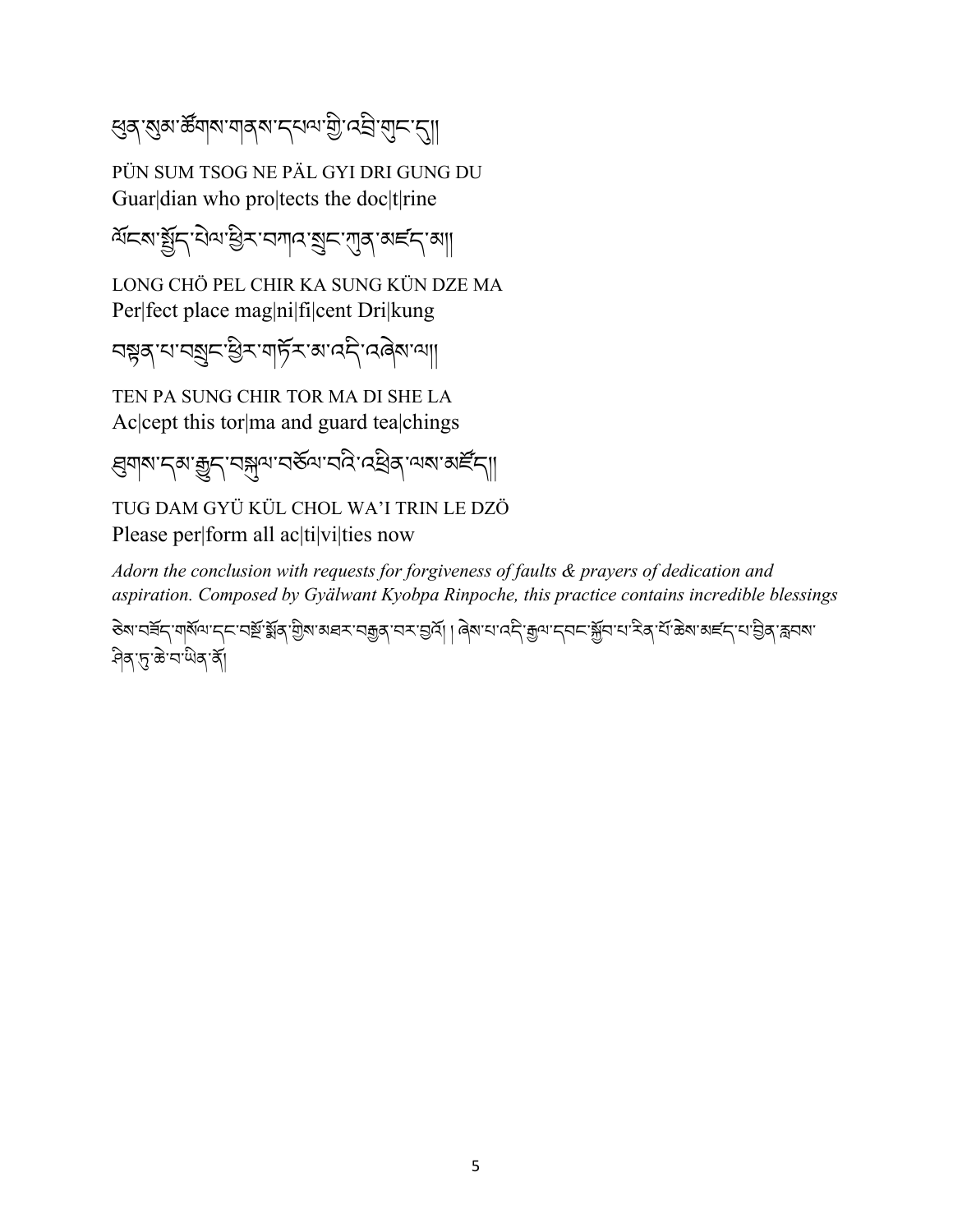ཕུན་སུམ་ཚོགས་གནས་དཔལ་གྱི་འབྲི་གུང་དུ།།

PÜN SUM TSOG NE PÄL GYI DRI GUNG DU
Guar|dian who pro|tects the doc|t|rine

ལོངས་སྤྱོད་ཕེལ་ཕྱིར་བཀའ་སྲུང་ཀུན་མཛད་མ།།

LONG CHÖ PEL CHIR KA SUNG KÜN DZE MA
Per|fect place mag|ni|fi|cent Dri|kung

བསྟན་པ་བསྲུང་ཕྱིར་གཏོར་མ་འདི་བཞེས་ལ།།

TEN PA SUNG CHIR TOR MA DI SHE LA
Ac|cept this tor|ma and guard tea|chings

ཐུགས་དམ་རྒྱུད་བསྐུལ་བཅོལ་བའི་འཕྲིན་ལས་མཛོད།།

TUG DAM GYÜ KÜL CHOL WA'I TRIN LE DZÖ
Please per|form all ac|ti|vi|ties now

*Adorn the conclusion with requests for forgiveness of faults & prayers of dedication and aspiration. Composed by Gyälwant Kyobpa Rinpoche, this practice contains incredible blessings*

ཅེས་བཟོད་གསོལ་དང་བསྔོ་སྨོན་གྱིས་མཐར་བརྒྱན་པར་བྱའོ། །ཞེས་པ་འདི་རྒྱལ་དབང་སྐྱོབ་པ་རིན་པོ་ཆེས་མཛད་པ་བྱིན་རླབས་ཤིན་ཏུ་ཆེ་བ་ཡིན་ནོ།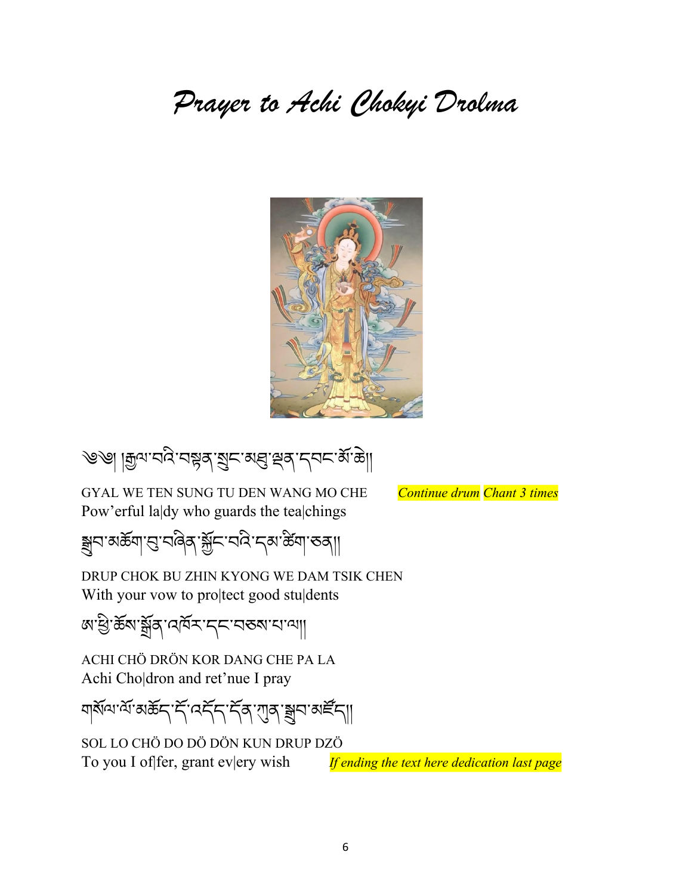# *Prayer to Achi Chokyi Drolma*

༄༅། །རྒྱལ་བའི་བསྟན་སྲུང་མཐུ་ལྡན་དབང་མོ་ཆེ།།

GYAL WE TEN SUNG TU DEN WANG MO CHE *Continue drum Chant 3 times*
Pow'erful la|dy who guards the tea|chings

སྒྲུབ་མཆོག་བུ་བཞིན་སྐྱོང་བའི་དམ་ཚིག་ཅན།།

DRUP CHOK BU ZHIN KYONG WE DAM TSIK CHEN
With your vow to pro|tect good stu|dents

ཨ་ཕྱི་ཆོས་སྒྲོན་འཁོར་དང་བཅས་པ་ལ།།

ACHI CHÖ DRÖN KOR DANG CHE PA LA
Achi Cho|dron and ret'nue I pray

གསོལ་ལོ་མཆོད་དོ་འདོད་དོན་ཀུན་སྒྲུབ་མཛོད།།

SOL LO CHÖ DO DÖ DÖN KUN DRUP DZÖ
To you I of|fer, grant ev|ery wish *If ending the text here dedication last page*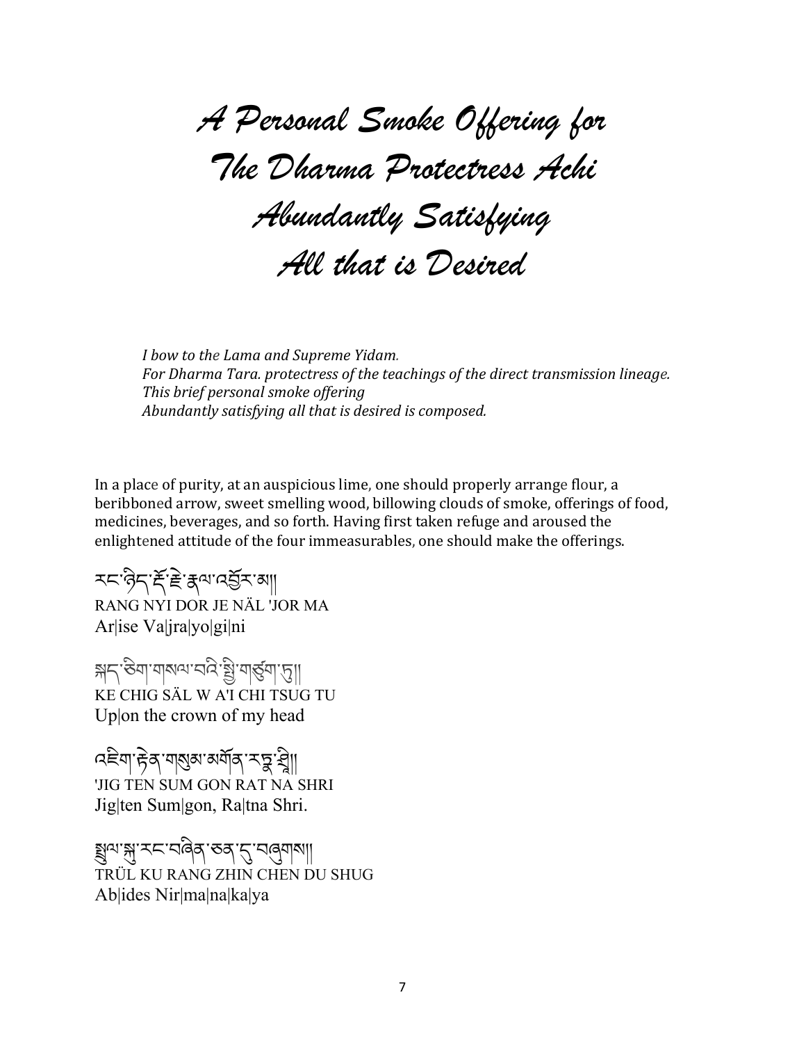# A Personal Smoke Offering for The Dharma Protectress Achi Abundantly Satisfying All that is Desired

*I bow to the Lama and Supreme Yidam.*
*For Dharma Tara. protectress of the teachings of the direct transmission lineage.*
*This brief personal smoke offering*
*Abundantly satisfying all that is desired is composed.*

In a place of purity, at an auspicious lime, one should properly arrange flour, a beribboned arrow, sweet smelling wood, billowing clouds of smoke, offerings of food, medicines, beverages, and so forth. Having first taken refuge and aroused the enlightened attitude of the four immeasurables, one should make the offerings.

རང་ཉིད་རྡོ་རྗེ་རྣལ་འབྱོར་མ།།
RANG NYI DOR JE NÄL 'JOR MA
Ar|ise Va|jra|yo|gi|ni

སྐད་ཅིག་གསལ་བའི་སྤྱི་གཙུག་ཏུ།།
KE CHIG SÄL W A'I CHI TSUG TU
Up|on the crown of my head

འཇིག་རྟེན་གསུམ་མགོན་རཏྣ་ཤྲཱི།།
'JIG TEN SUM GON RAT NA SHRI
Jig|ten Sum|gon, Ra|tna Shri.

སྤྲུལ་སྐུ་རང་བཞིན་ཅན་དུ་བཞུགས།།
TRÜL KU RANG ZHIN CHEN DU SHUG
Ab|ides Nir|ma|na|ka|ya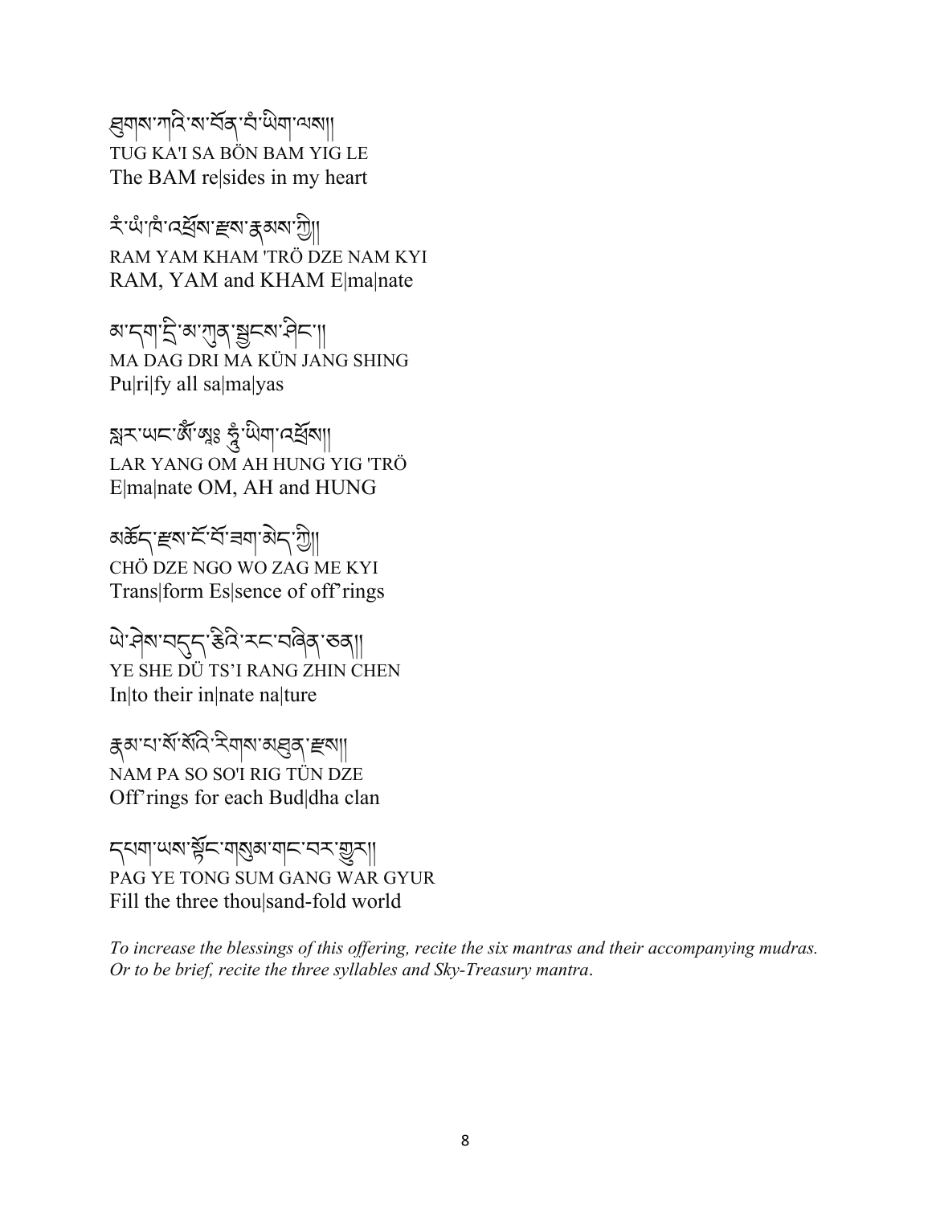ཐུགས་ཀའི་ས་བོན་བཾ་ཡིག་ལས༎
TUG KA'I SA BÖN BAM YIG LE
The BAM re|sides in my heart

རཾ་ཡཾ་ཁཾ་འཕྲོས་རྫས་རྣམས་ཀྱི༎
RAM YAM KHAM 'TRÖ DZE NAM KYI
RAM, YAM and KHAM E|ma|nate

མ་དག་དྲི་མ་ཀུན་སྦྱངས་ཤིང་༎
MA DAG DRI MA KÜN JANG SHING
Pu|ri|fy all sa|ma|yas

སླར་ཡང་ཨོཾ་ཨཿ ཧཱུྃ་ཡིག་འཕྲོས༎
LAR YANG OM AH HUNG YIG 'TRÖ
E|ma|nate OM, AH and HUNG

མཆོད་རྫས་ངོ་བོ་ཟག་མེད་ཀྱི༎
CHÖ DZE NGO WO ZAG ME KYI
Trans|form Es|sence of off'rings

ཡེ་ཤེས་བདུད་རྩིའི་རང་བཞིན་ཅན༎
YE SHE DÜ TS'I RANG ZHIN CHEN
In|to their in|nate na|ture

རྣམ་པ་སོ་སོའི་རིགས་མཐུན་རྫས༎
NAM PA SO SO'I RIG TÜN DZE
Off'rings for each Bud|dha clan

དཔག་ཡས་སྟོང་གསུམ་གང་བར་གྱུར༎
PAG YE TONG SUM GANG WAR GYUR
Fill the three thou|sand-fold world

*To increase the blessings of this offering, recite the six mantras and their accompanying mudras. Or to be brief, recite the three syllables and Sky-Treasury mantra.*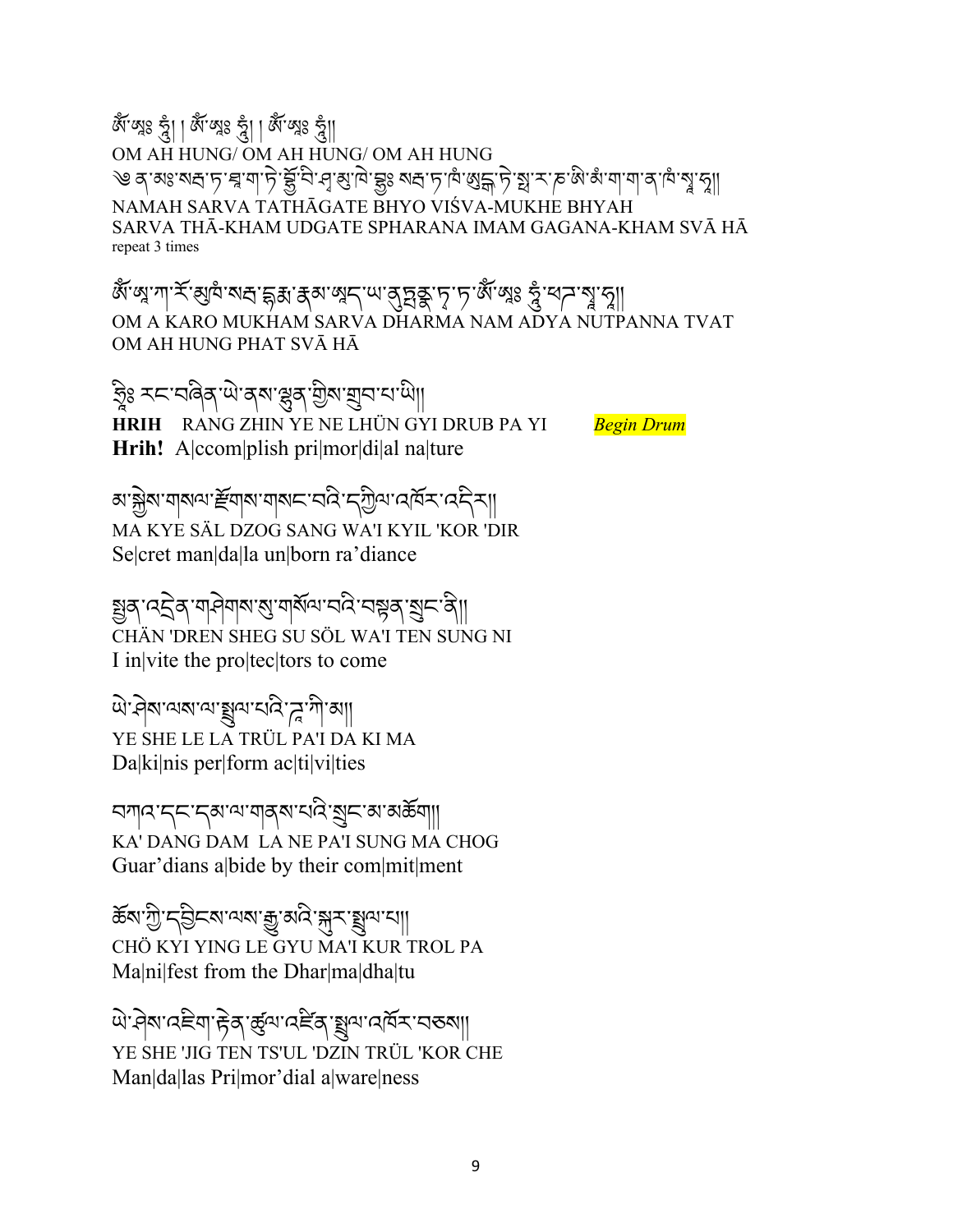ཨོཾ་ཨཱཿ ཧཱུྃ། ། ཨོཾ་ཨཱཿ ཧཱུྃ། ། ཨོཾ་ཨཱཿ ཧཱུྃ།།

OM AH HUNG/ OM AH HUNG/ OM AH HUNG

༄ ན་མཿསརྦ་ཏ་ཐཱ་ག་ཏེ་བྷྱོ་བི་ཤྭ་མུ་ཁེ་བྷྱཿ སརྦ་ཐཱ་ཁཾ་ཨུདྒ་ཏེ་སྥ་ར་ཎ་ཨི་མཾ་ག་ག་ན་ཁཾ་སྭཱ་ཧཱ།།

NAMAH SARVA TATHĀGATE BHYO VIŚVA-MUKHE BHYAH
SARVA THĀ-KHAM UDGATE SPHARANA IMAM GAGANA-KHAM SVĀ HĀ
repeat 3 times

ཨོཾ་ཨ་ཀཱ་རོ་མུ་ཁཾ་སརྦ་དྷརྨཱ་ཎཱཾ་ཨཱདྱ་ནུཏྤནྣ་ཏྭ་ཏ་ཨོཾ་ཨཱཿ ཧཱུྃ་ཕཊ་སྭཱ་ཧཱ།།

OM A KARO MUKHAM SARVA DHARMA NAM ADYA NUTPANNA TVAT
OM AH HUNG PHAT SVĀ HĀ

ཧྲཱིཿ རང་བཞིན་ཡེ་ནས་ལྷུན་གྱིས་གྲུབ་པ་ཡི།།

**HRIH** RANG ZHIN YE NE LHÜN GYI DRUB PA YI *Begin Drum*

**Hrih!** A|ccom|plish pri|mor|di|al na|ture

མ་སྐྱེས་གསལ་རྫོགས་གསང་བའི་དཀྱིལ་འཁོར་འདིར།།

MA KYE SÄL DZOG SANG WA'I KYIL 'KOR 'DIR

Se|cret man|da|la un|born ra'diance

སྤྱན་འདྲེན་གཤེགས་སུ་གསོལ་བའི་བསྟན་སྲུང་ནི།།

CHÄN 'DREN SHEG SU SÖL WA'I TEN SUNG NI

I in|vite the pro|tec|tors to come

ཡེ་ཤེས་ལས་ལ་སྤྲུལ་པའི་ཌཱ་ཀི་མ།།

YE SHE LE LA TRÜL PA'I DA KI MA

Da|ki|nis per|form ac|ti|vi|ties

བཀའ་དང་དམ་ལ་གནས་པའི་སྲུང་མ་མཆོག།

KA' DANG DAM LA NE PA'I SUNG MA CHOG

Guar'dians a|bide by their com|mit|ment

ཆོས་ཀྱི་དབྱིངས་ལས་རྒྱུ་མའི་སྐུར་སྤྲུལ་པ།།

CHÖ KYI YING LE GYU MA'I KUR TROL PA

Ma|ni|fest from the Dhar|ma|dha|tu

ཡེ་ཤེས་འཇིག་རྟེན་ཚུལ་འཛིན་སྤྲུལ་འཁོར་བཅས།།

YE SHE 'JIG TEN TS'UL 'DZIN TRÜL 'KOR CHE

Man|da|las Pri|mor'dial a|ware|ness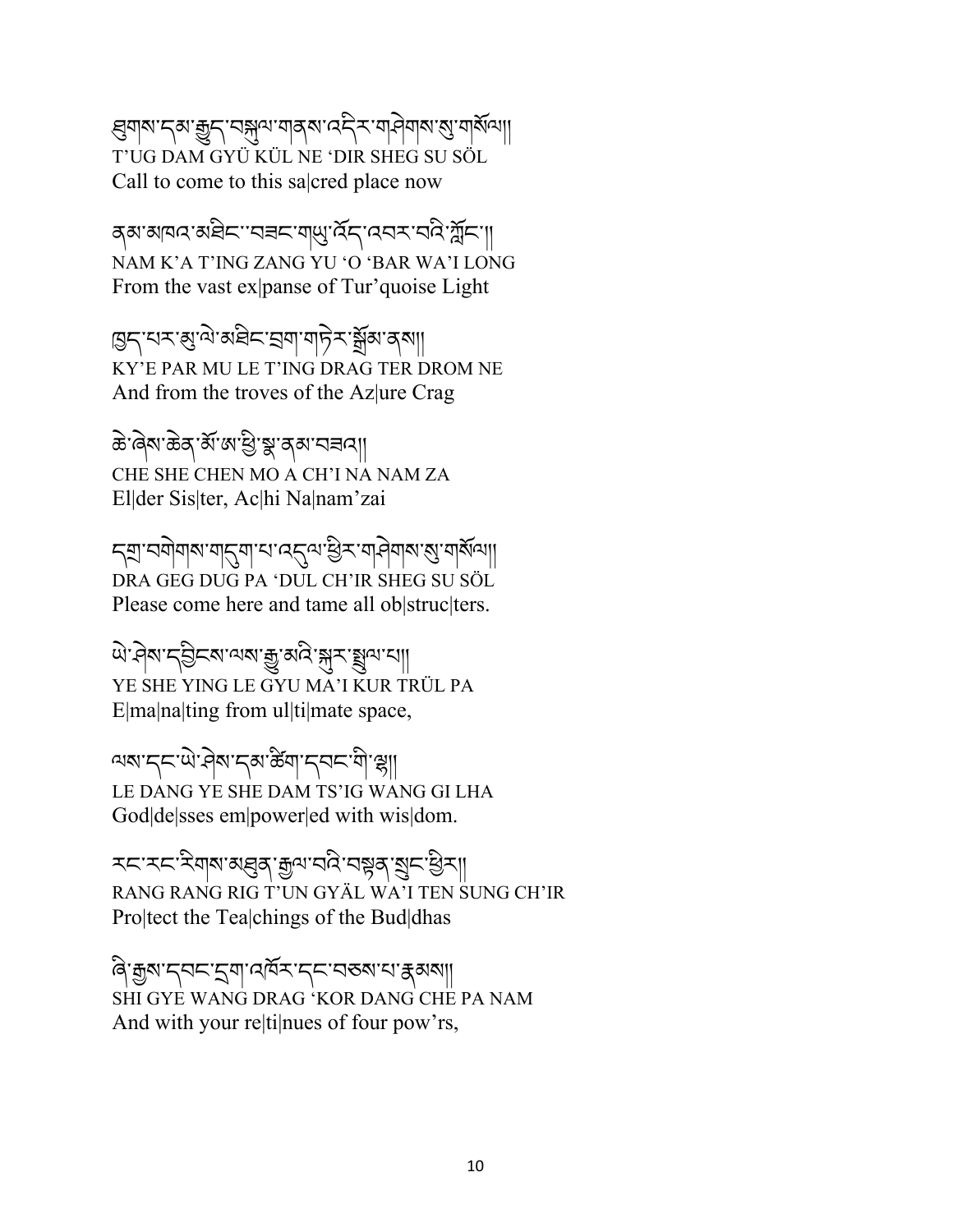ཐུགས་དམ་རྒྱུད་བསྐུལ་གནས་འདིར་གཤེགས་སུ་གསོལ།།
T'UG DAM GYÜ KÜL NE 'DIR SHEG SU SÖL
Call to come to this sa|cred place now

ནམ་མཁའ་མཐིང་བཟང་གཡུ་འོད་འབར་བའི་ཀློང་།།
NAM K'A T'ING ZANG YU 'O 'BAR WA'I LONG
From the vast ex|panse of Tur'quoise Light

ཁྱད་པར་མུ་ལེ་མཐིང་བྲག་གཏེར་སྒྲོམ་ནས།།
KY'E PAR MU LE T'ING DRAG TER DROM NE
And from the troves of the Az|ure Crag

ཆེ་ཞེས་ཆེན་མོ་ཨ་ཕྱི་སྣ་ནམ་བཟའ།།
CHE SHE CHEN MO A CH'I NA NAM ZA
El|der Sis|ter, Ac|hi Na|nam'zai

དགྲ་བགེགས་གདུག་པ་འདུལ་ཕྱིར་གཤེགས་སུ་གསོལ།།
DRA GEG DUG PA 'DUL CH'IR SHEG SU SÖL
Please come here and tame all ob|struc|ters.

ཡེ་ཤེས་དབྱིངས་ལས་རྒྱུ་མའི་སྐུར་སྤྲུལ་པ།།
YE SHE YING LE GYU MA'I KUR TRÜL PA
E|ma|na|ting from ul|ti|mate space,

ལས་དང་ཡེ་ཤེས་དམ་ཚིག་དབང་གི་ལྷ།།
LE DANG YE SHE DAM TS'IG WANG GI LHA
God|de|sses em|power|ed with wis|dom.

རང་རང་རིགས་མཐུན་རྒྱལ་བའི་བསྟན་སྲུང་ཕྱིར།།
RANG RANG RIG T'UN GYÄL WA'I TEN SUNG CH'IR
Pro|tect the Tea|chings of the Bud|dhas

ཞི་རྒྱས་དབང་དྲག་འཁོར་དང་བཅས་པ་རྣམས།།
SHI GYE WANG DRAG 'KOR DANG CHE PA NAM
And with your re|ti|nues of four pow'rs,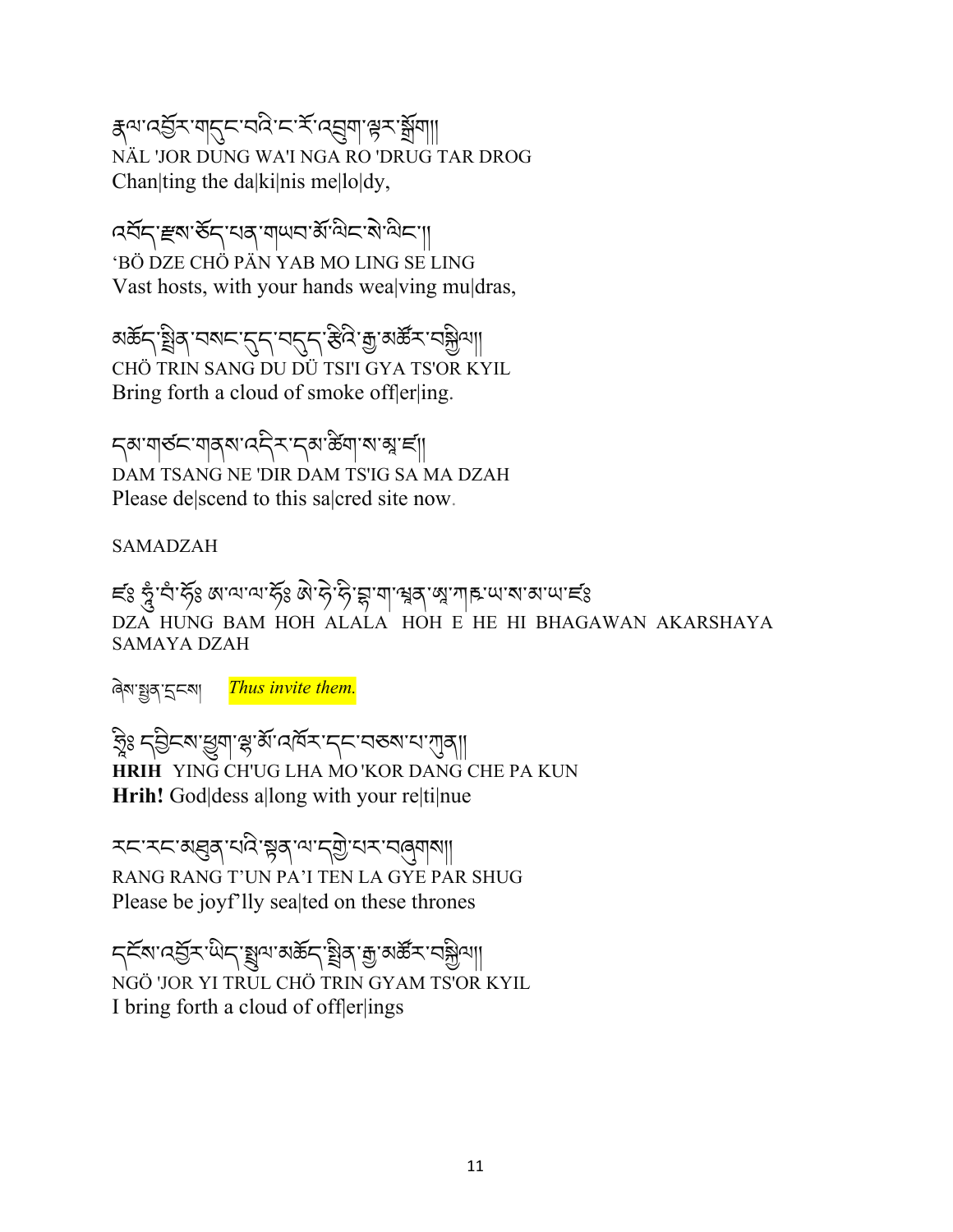རྣལ་འབྱོར་གདུང་བའི་ང་རོ་འབྲུག་ལྟར་སྒྲོག།
NÄL 'JOR DUNG WA'I NGA RO 'DRUG TAR DROG
Chan|ting the da|ki|nis me|lo|dy,

འཁོད་རྫས་ཚོད་པན་གཡབ་མོ་ལིང་སེ་ལིང་།།
'BÖ DZE CHÖ PÄN YAB MO LING SE LING
Vast hosts, with your hands wea|ving mu|dras,

མཆོད་སྤྲིན་བསང་དུད་བདུད་རྩིའི་རྒྱ་མཚོར་བསྐྱིལ།།
CHÖ TRIN SANG DU DÜ TSI'I GYA TS'OR KYIL
Bring forth a cloud of smoke off|er|ing.

དམ་གཙང་གནས་འདིར་དམ་ཚིག་ས་མ་ཛཿ།
DAM TSANG NE 'DIR DAM TS'IG SA MA DZAH
Please de|scend to this sa|cred site now.

SAMADZAH

ཛཿ ཧཱུྃ་བཾ་ཧོཿ ཨ་ལ་ལ་ཧོཿ ཨེ་ཧེ་ཧི་བྷ་ག་ཝན་ཨཱ་ཀརྵ་ཡ་ས་མ་ཡ་ཛཿ
DZA HUNG BAM HOH ALALA HOH E HE HI BHAGAWAN AKARSHAYA SAMAYA DZAH

ཞེས་སྤྱན་དྲངས། *Thus invite them.*

ཧྲཱིཿ དབྱིངས་ཕྱུག་ལྷ་མོ་འཁོར་དང་བཅས་པ་ཀུན།།
**HRIH** YING CH'UG LHA MO 'KOR DANG CHE PA KUN
**Hrih!** God|dess a|long with your re|ti|nue

རང་རང་མཐུན་པའི་སྟན་ལ་དགྱེ་པར་བཞུགས།།
RANG RANG T'UN PA'I TEN LA GYE PAR SHUG
Please be joyf'lly sea|ted on these thrones

དངོས་འབྱོར་ཡིད་སྤྲུལ་མཆོད་སྤྲིན་རྒྱ་མཚོར་བསྐྱིལ།།
NGÖ 'JOR YI TRUL CHÖ TRIN GYAM TS'OR KYIL
I bring forth a cloud of off|er|ings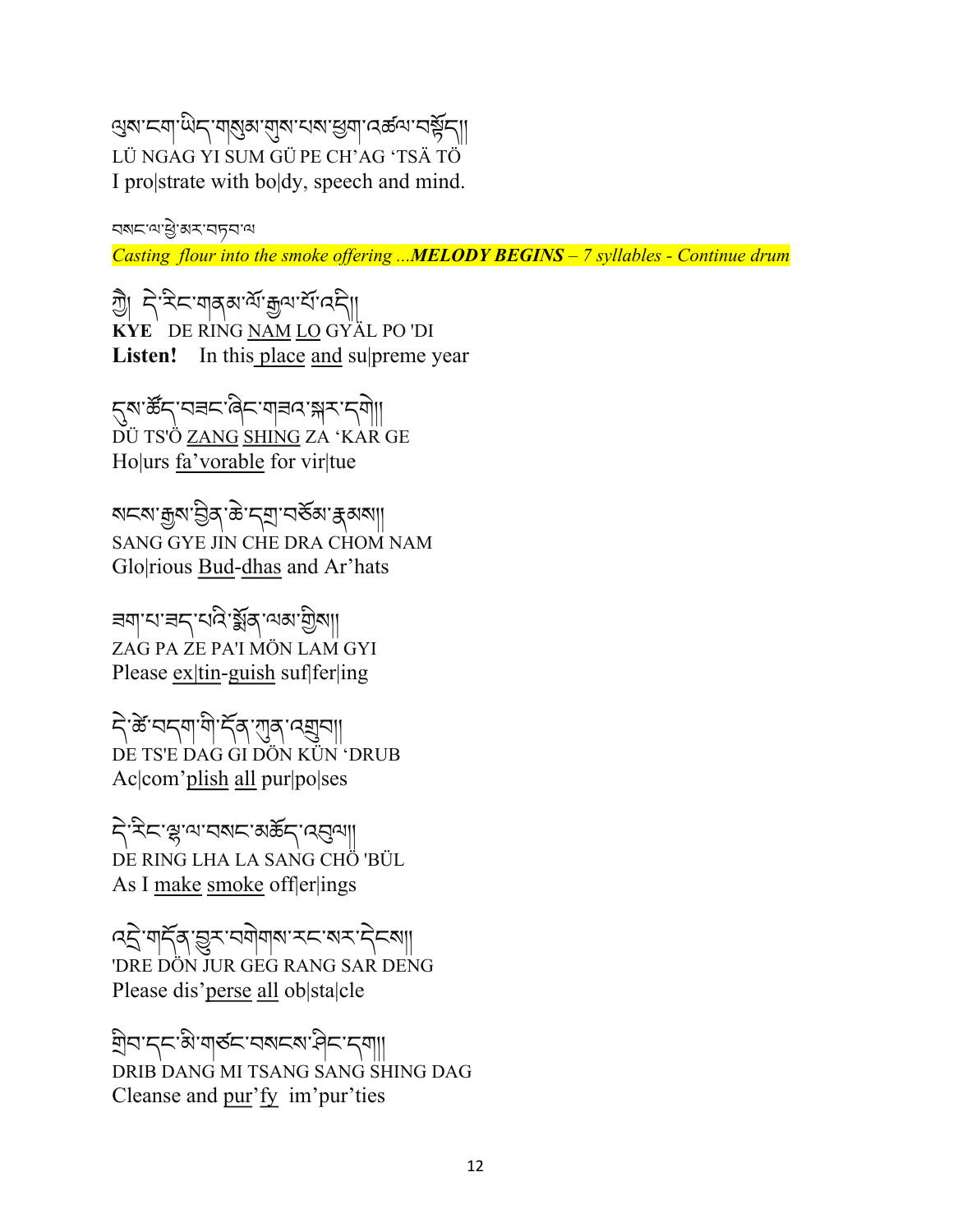ལུས་ངག་ཡིད་གསུམ་གུས་པས་ཕྱག་འཚལ་བསྟོད།།
LÜ NGAG YI SUM GÜ PE CH'AG 'TSÄ TÖ
I pro|strate with bo|dy, speech and mind.

བསང་ལ་ཕྱེ་མར་བཏབ་ལ

*Casting flour into the smoke offering ...**MELODY BEGINS** – 7 syllables - Continue drum*

ཀྱེ། དེ་རིང་གནམ་ལོ་རྒྱལ་པོ་འདི།།
**KYE** DE RING NAM LO GYÄL PO 'DI
**Listen!** In this place and su|preme year

དུས་ཚོད་བཟང་ཞིང་གཟའ་སྐར་དགེ།།
DÜ TS'Ö ZANG SHING ZA 'KAR GE
Ho|urs fa'vorable for vir|tue

སངས་རྒྱས་བྱིན་ཆེ་དགྲ་བཅོམ་རྣམས།།
SANG GYE JIN CHE DRA CHOM NAM
Glo|rious Bud-dhas and Ar'hats

ཟག་པ་ཟད་པའི་སྨོན་ལམ་གྱིས།།
ZAG PA ZE PA'I MÖN LAM GYI
Please ex|tin-guish suf|fer|ing

དེ་ཚེ་བདག་གི་དོན་ཀུན་འགྲུབ།།
DE TS'E DAG GI DÖN KÜN 'DRUB
Ac|com'plish all pur|po|ses

དེ་རིང་ལྷ་ལ་བསང་མཆོད་འབུལ།།
DE RING LHA LA SANG CHÖ 'BÜL
As I make smoke off|er|ings

འདྲེ་གདོན་བྱུར་བགེགས་རང་སར་དེངས།།
'DRE DÖN JUR GEG RANG SAR DENG
Please dis'perse all ob|sta|cle

སྒྲིབ་དང་མི་གཙང་བསངས་ཤིང་དག།
DRIB DANG MI TSANG SANG SHING DAG
Cleanse and pur'fy im'pur'ties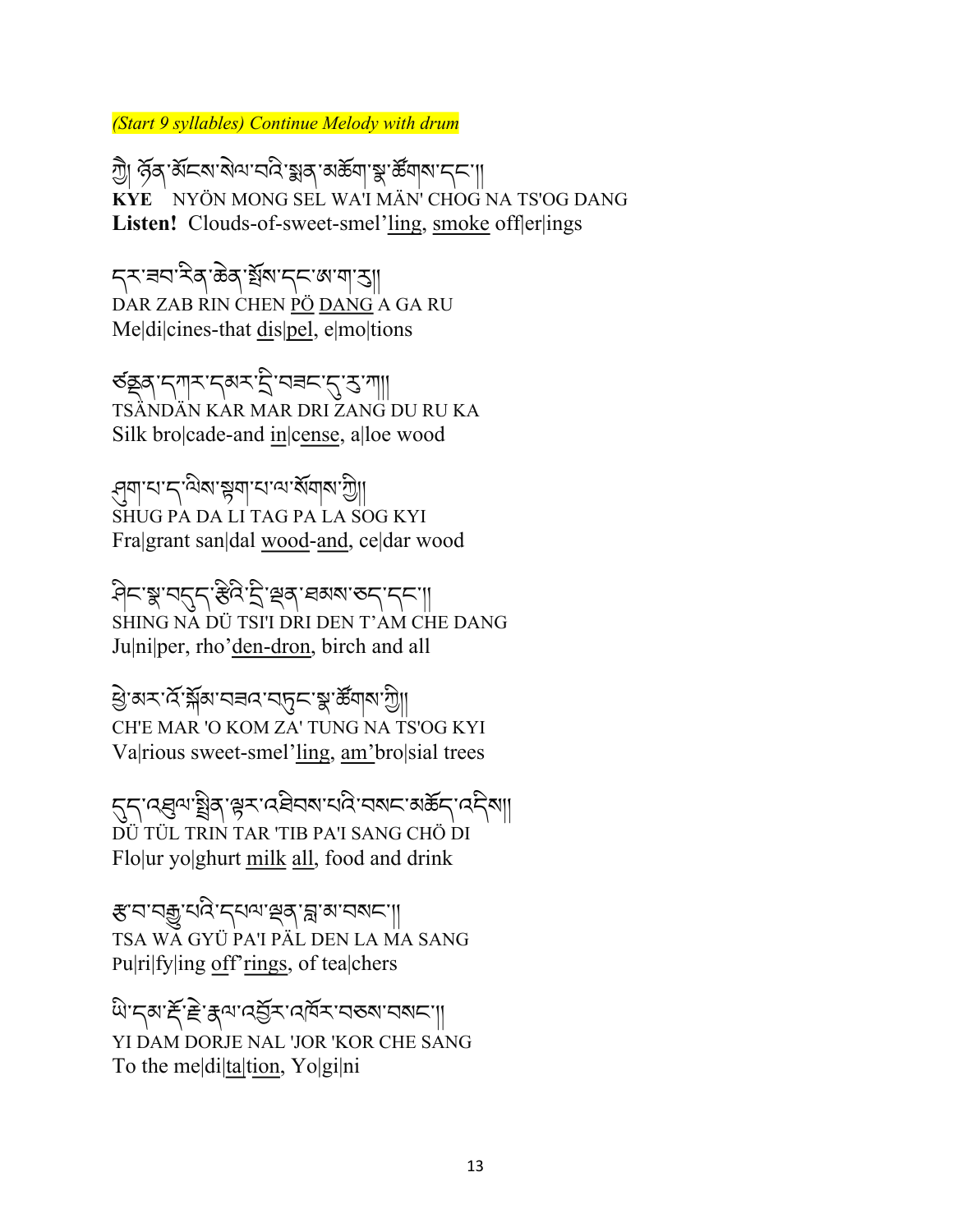*(Start 9 syllables) Continue Melody with drum*

ཀྱེ། ཉོན་མོངས་སེལ་བའི་སྨན་མཆོག་སྣ་ཚོགས་དང་།།
**KYE** NYÖN MONG SEL WA'I MÄN' CHOG NA TS'OG DANG
**Listen!** Clouds-of-sweet-smel'ling, smoke off|er|ings

དར་ཟབ་རིན་ཆེན་སྤོས་དང་ཨ་ག་རུ།།
DAR ZAB RIN CHEN PÖ DANG A GA RU
Me|di|cines-that dis|pel, e|mo|tions

ཙནྡན་དཀར་དམར་དྲི་བཟང་དུ་རུ་ཀ།།
TSÄNDÄN KAR MAR DRI ZANG DU RU KA
Silk bro|cade-and in|cense, a|loe wood

ཤུག་པ་ད་ལིས་སྟག་པ་ལ་སོགས་ཀྱི།།
SHUG PA DA LI TAG PA LA SOG KYI
Fra|grant san|dal wood-and, ce|dar wood

ཤིང་སྣ་བདུད་རྩིའི་དྲི་ལྡན་ཐམས་ཅད་དང་།།
SHING NA DÜ TSI'I DRI DEN T'AM CHE DANG
Ju|ni|per, rho'den-dron, birch and all

ཕྱེ་མར་འོ་སྐོམ་བཟའ་བཏུང་སྣ་ཚོགས་ཀྱི།།
CH'E MAR 'O KOM ZA' TUNG NA TS'OG KYI
Va|rious sweet-smel'ling, am'bro|sial trees

དུད་འཐུལ་སྤྲིན་ལྟར་འཐིབས་པའི་བསང་མཆོད་འདིས།།
DÜ TÜL TRIN TAR 'TIB PA'I SANG CHÖ DI
Flo|ur yo|ghurt milk all, food and drink

རྩ་བ་བརྒྱུ་པའི་དཔལ་ལྡན་བླ་མ་བསང་།།
TSA WA GYÜ PA'I PÄL DEN LA MA SANG
Pu|ri|fy|ing off'rings, of tea|chers

ཡི་དམ་རྡོ་རྗེ་རྣལ་འབྱོར་འཁོར་བཅས་བསང་།།
YI DAM DORJE NAL 'JOR 'KOR CHE SANG
To the me|di|ta|tion, Yo|gi|ni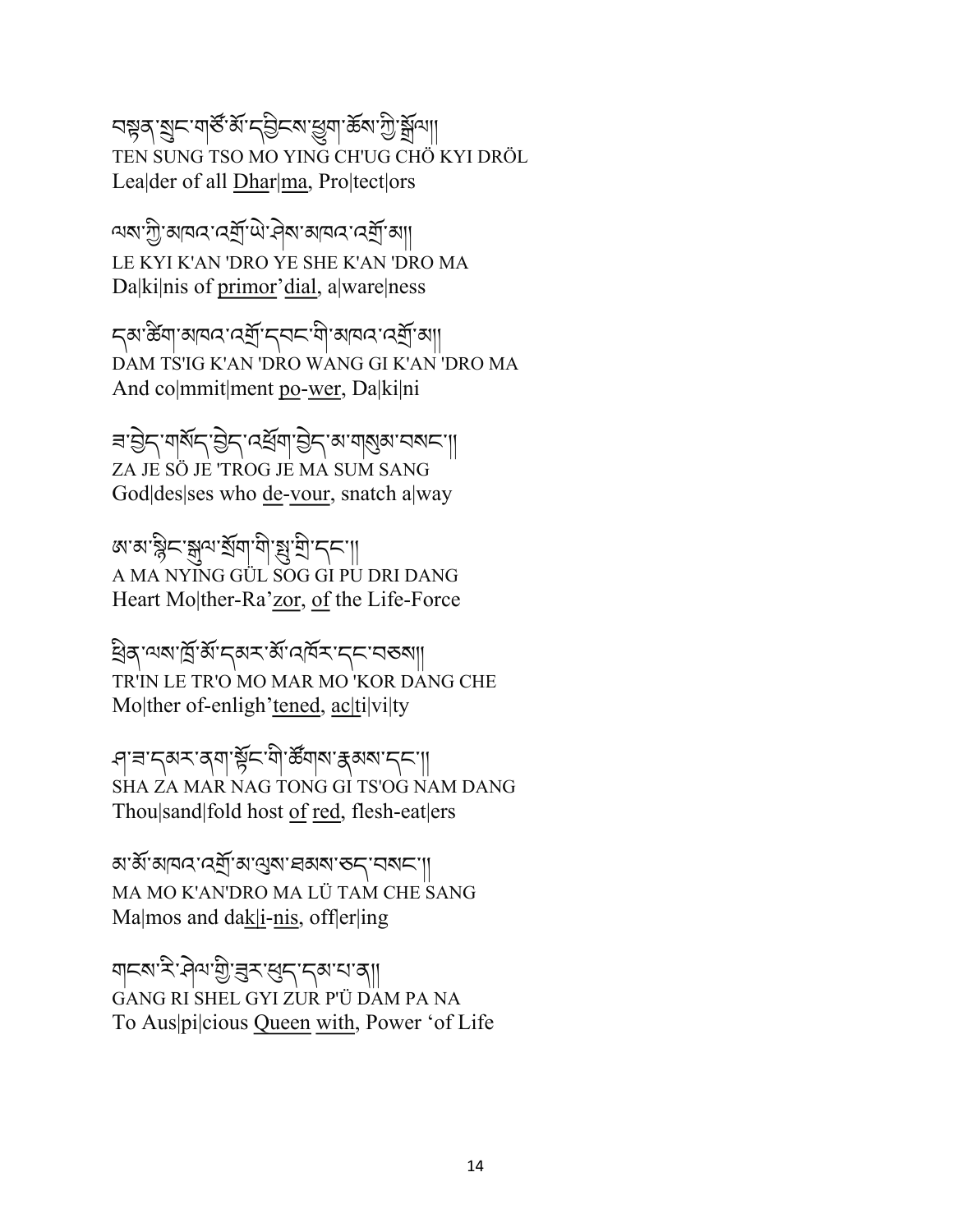བསྟན་སྲུང་གཙོ་མོ་དབྱིངས་ཕྱུག་ཆོས་ཀྱི་སྒྲོལ།།
TEN SUNG TSO MO YING CH'UG CHÖ KYI DRÖL
Lea|der of all <u>Dhar</u>|<u>ma</u>, Pro|tect|ors

ལས་ཀྱི་མཁའ་འགྲོ་ཡེ་ཤེས་མཁའ་འགྲོ་མ།།
LE KYI K'AN 'DRO YE SHE K'AN 'DRO MA
Da|ki|nis of <u>primor'dial</u>, a|ware|ness

དམ་ཚིག་མཁའ་འགྲོ་དབང་གི་མཁའ་འགྲོ་མ།།
DAM TS'IG K'AN 'DRO WANG GI K'AN 'DRO MA
And co|mmit|ment <u>po</u>-<u>wer</u>, Da|ki|ni

ཟ་བྱེད་གསོད་བྱེད་འཕྲོག་བྱེད་མ་གསུམ་བསང་།།
ZA JE SÖ JE 'TROG JE MA SUM SANG
God|des|ses who <u>de</u>-<u>vour</u>, snatch a|way

ཨ་མ་སྙིང་སྒུལ་སྲོག་གི་སྤུ་གྲི་དང་།།
A MA NYING GÜL SOG GI PU DRI DANG
Heart Mo|ther-Ra'<u>zor</u>, <u>of</u> the Life-Force

ཕྲིན་ལས་ཁྲོ་མོ་དམར་མོ་འཁོར་དང་བཅས།།
TR'IN LE TR'O MO MAR MO 'KOR DANG CHE
Mo|ther of-enligh'<u>tened</u>, <u>ac</u>|ti|vi|ty

ཤ་ཟ་དམར་ནག་སྟོང་གི་ཚོགས་རྣམས་དང་།།
SHA ZA MAR NAG TONG GI TS'OG NAM DANG
Thou|sand|fold host <u>of</u> <u>red</u>, flesh-eat|ers

མ་མོ་མཁའ་འགྲོ་མ་ལུས་ཐམས་ཅད་བསང་།།
MA MO K'AN'DRO MA LÜ TAM CHE SANG
Ma|mos and da<u>k</u>|<u>i</u>-<u>nis</u>, off|er|ing

གངས་རི་ཤེལ་གྱི་ཟུར་ཕུད་དམ་པ་ན།།
GANG RI SHEL GYI ZUR P'Ü DAM PA NA
To Aus|pi|cious <u>Queen</u> <u>with</u>, Power 'of Life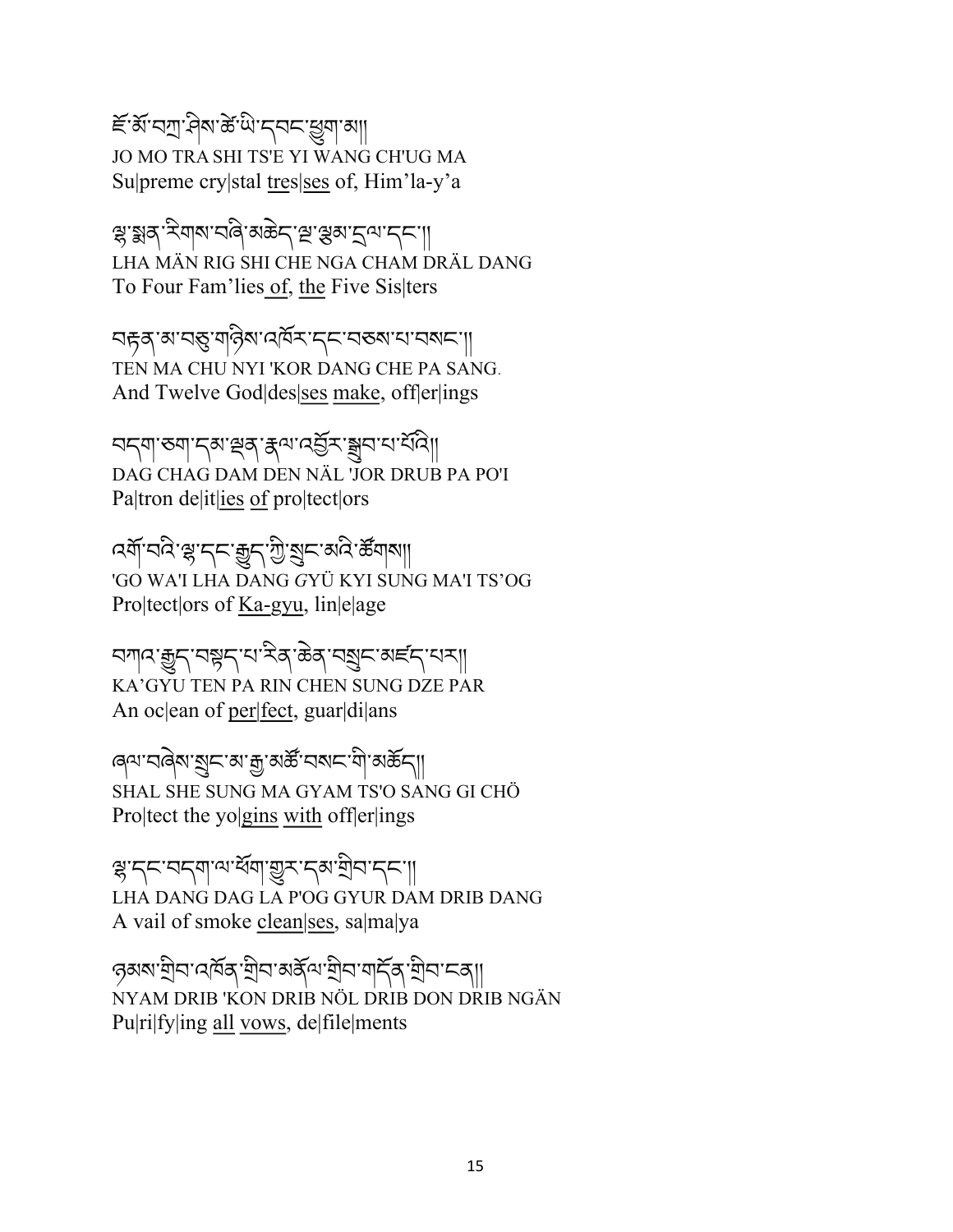ཇོ་མོ་བཀྲ་ཤིས་ཚེ་ཡི་དབང་ཕྱུག་མ།།
JO MO TRA SHI TS'E YI WANG CH'UG MA
Su|preme cry|stal <u>tres</u>|<u>ses</u> of, Him'la-y'a

ལྷ་སྨན་རིགས་བཞི་མཆེད་ལྔ་ལྕམ་དྲལ་དང་།།
LHA MÄN RIG SHI CHE NGA CHAM DRÄL DANG
To Four Fam'lies <u>of</u>, <u>the</u> Five Sis|ters

བརྟན་མ་བཅུ་གཉིས་འཁོར་དང་བཅས་པ་བསང་།།
TEN MA CHU NYI 'KOR DANG CHE PA SANG.
And Twelve God|des|<u>ses</u> <u>make</u>, off|er|ings

བདག་ཅག་དམ་ལྡན་རྣལ་འབྱོར་སྒྲུབ་པ་པོའི།།
DAG CHAG DAM DEN NÄL 'JOR DRUB PA PO'I
Pa|tron de|it|<u>ies</u> <u>of</u> pro|tect|ors

འགོ་བའི་ལྷ་དང་རྒྱུད་ཀྱི་སྲུང་མའི་ཚོགས།།
'GO WA'I LHA DANG *G*YÜ KYI SUNG MA'I TS'OG
Pro|tect|ors of <u>Ka-gyu</u>, lin|e|age

བཀའ་རྒྱུད་བསྟན་པ་རིན་ཆེན་བསྲུང་མཛད་པར།།
KA'GYU TEN PA RIN CHEN SUNG DZE PAR
An oc|ean of <u>per</u>|<u>fect</u>, guar|di|ans

ཞལ་བཞེས་སྲུང་མ་རྒྱ་མཚོ་བསང་གི་མཆོད།།
SHAL SHE SUNG MA GYAM TS'O SANG GI CHÖ
Pro|tect the yo|<u>gins</u> <u>with</u> off|er|ings

ལྷ་དང་བདག་ལ་ཕོག་གྱུར་དམ་གྲིབ་དང་།།
LHA DANG DAG LA P'OG GYUR DAM DRIB DANG
A vail of smoke <u>clean</u>|<u>ses</u>, sa|ma|ya

ཉམས་གྲིབ་འཁོན་གྲིབ་མནོལ་གྲིབ་གདོན་གྲིབ་ངན།།
NYAM DRIB 'KON DRIB NÖL DRIB DON DRIB NGÄN
Pu|ri|fy|ing <u>all</u> <u>vows</u>, de|file|ments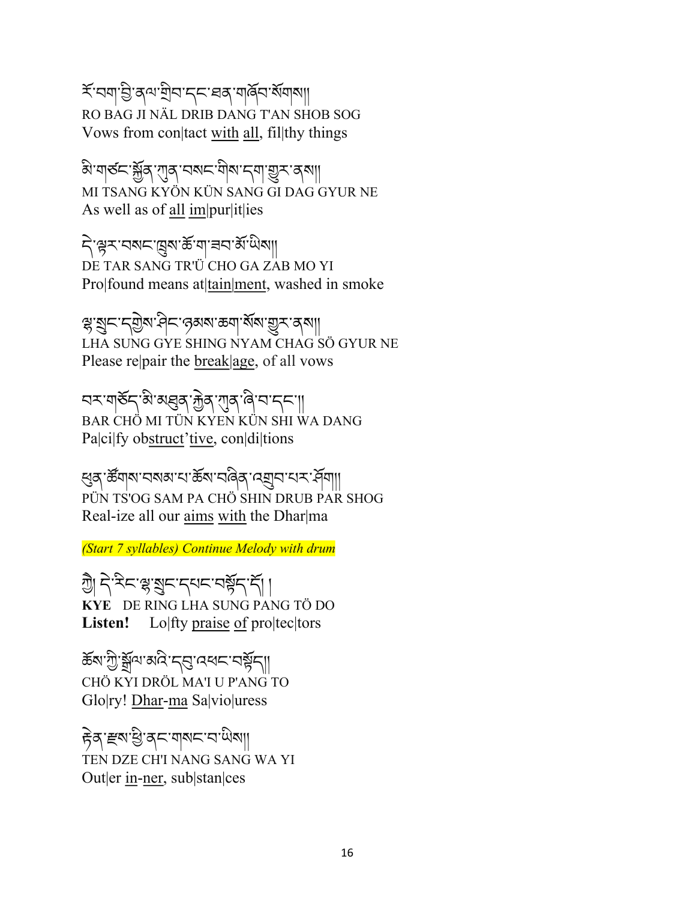རོ་བག་ཇི་ནལ་གྲིབ་དང་ཐན་གཤོབ་སོགས།།
RO BAG JI NÄL DRIB DANG T'AN SHOB SOG
Vows from con|tact <u>with</u> <u>all</u>, fil|thy things

མི་གཙང་སྐྱོན་ཀུན་བསང་གིས་དག་གྱུར་ནས།།
MI TSANG KYÖN KÜN SANG GI DAG GYUR NE
As well as of <u>all</u> <u>im</u>|pur|it|ies

དེ་ལྟར་བསང་ཁྲུས་ཆོ་ག་ཟབ་མོ་ཡིས།།
DE TAR SANG TR'Ü CHO GA ZAB MO YI
Pro|found means at|<u>tain</u>|<u>ment</u>, washed in smoke

ལྷ་སྲུང་དགྱེས་ཤིང་ཉམས་ཆག་སོས་གྱུར་ནས།།
LHA SUNG GYE SHING NYAM CHAG SÖ GYUR NE
Please re|pair the <u>break</u>|<u>age</u>, of all vows

བར་གཅོད་མི་མཐུན་རྐྱེན་ཀུན་ཞི་བ་དང་།།
BAR CHÖ MI TÜN KYEN KÜN SHI WA DANG
Pa|ci|fy ob<u>struct</u>'<u>tive</u>, con|di|tions

ཕུན་ཚོགས་བསམ་པ་ཆོས་བཞིན་འགྲུབ་པར་ཤོག།
PÜN TS'OG SAM PA CHÖ SHIN DRUB PAR SHOG
Real-ize all our <u>aims</u> <u>with</u> the Dhar|ma

*(Start 7 syllables) Continue Melody with drum*

ཀྱེ། དེ་རིང་ལྷ་སྲུང་དཔང་བསྟོད་དོ། །
**KYE** DE RING LHA SUNG PANG TÖ DO
**Listen!** Lo|fty <u>praise</u> <u>of</u> pro|tec|tors

ཆོས་ཀྱི་སྒྲོལ་མའི་དབུ་འཕང་བསྟོད།།
CHÖ KYI DRÖL MA'I U P'ANG TO
Glo|ry! <u>Dhar</u>-<u>ma</u> Sa|vio|uress

རྟེན་རྫས་ཕྱི་ནང་གསང་བ་ཡིས།།
TEN DZE CH'I NANG SANG WA YI
Out|er <u>in</u>-<u>ner</u>, sub|stan|ces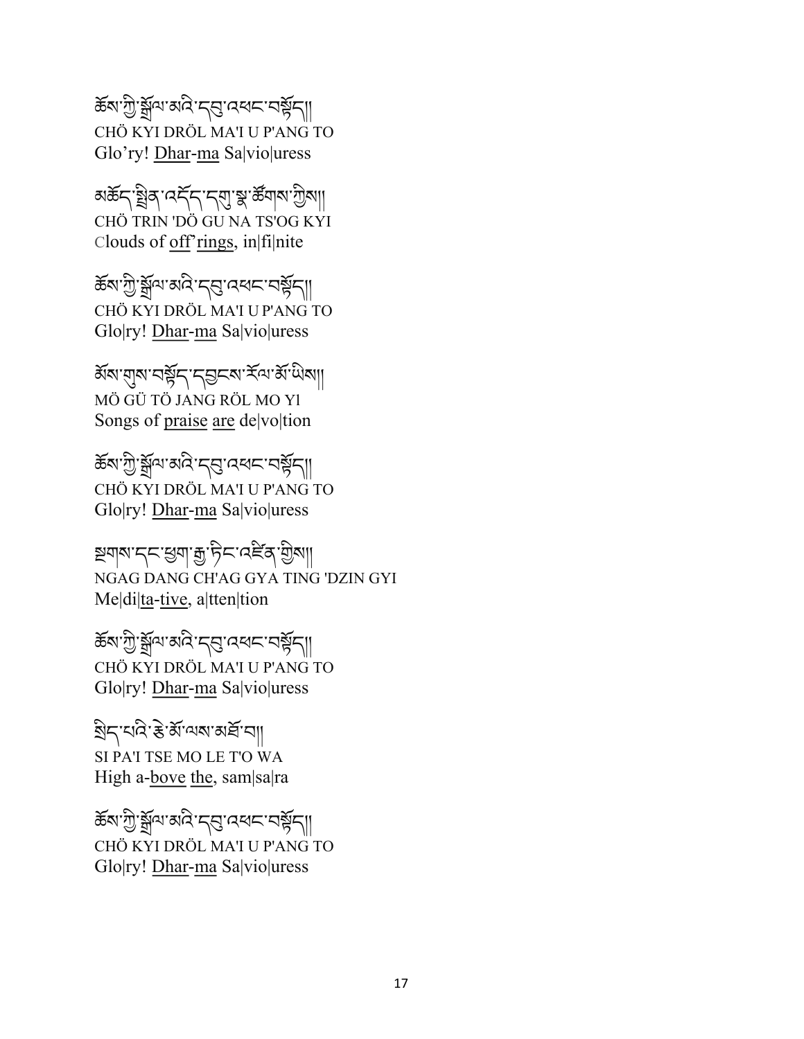ཆོས་ཀྱི་སྒྲོལ་མའི་དབུ་འཕང་བསྟོད།།
CHÖ KYI DRÖL MA'I U P'ANG TO
Glo'ry! Dhar-ma Sa|vio|uress

མཆོད་སྤྲིན་འདོད་དགུ་སྣ་ཚོགས་ཀྱིས།།
CHÖ TRIN 'DÖ GU NA TS'OG KYI
Clouds of off'rings, in|fi|nite

ཆོས་ཀྱི་སྒྲོལ་མའི་དབུ་འཕང་བསྟོད།།
CHÖ KYI DRÖL MA'I U P'ANG TO
Glo|ry! Dhar-ma Sa|vio|uress

མོས་གུས་བསྟོད་དབྱངས་རོལ་མོ་ཡིས།།
MÖ GÜ TÖ JANG RÖL MO YI
Songs of praise are de|vo|tion

ཆོས་ཀྱི་སྒྲོལ་མའི་དབུ་འཕང་བསྟོད།།
CHÖ KYI DRÖL MA'I U P'ANG TO
Glo|ry! Dhar-ma Sa|vio|uress

སྔགས་དང་ཕྱག་རྒྱ་ཏིང་འཛིན་གྱིས།།
NGAG DANG CH'AG GYA TING 'DZIN GYI
Me|di|ta-tive, a|tten|tion

ཆོས་ཀྱི་སྒྲོལ་མའི་དབུ་འཕང་བསྟོད།།
CHÖ KYI DRÖL MA'I U P'ANG TO
Glo|ry! Dhar-ma Sa|vio|uress

སྲིད་པའི་རྩེ་མོ་ལས་མཐོ་བ།།
SI PA'I TSE MO LE T'O WA
High a-bove the, sam|sa|ra

ཆོས་ཀྱི་སྒྲོལ་མའི་དབུ་འཕང་བསྟོད།།
CHÖ KYI DRÖL MA'I U P'ANG TO
Glo|ry! Dhar-ma Sa|vio|uress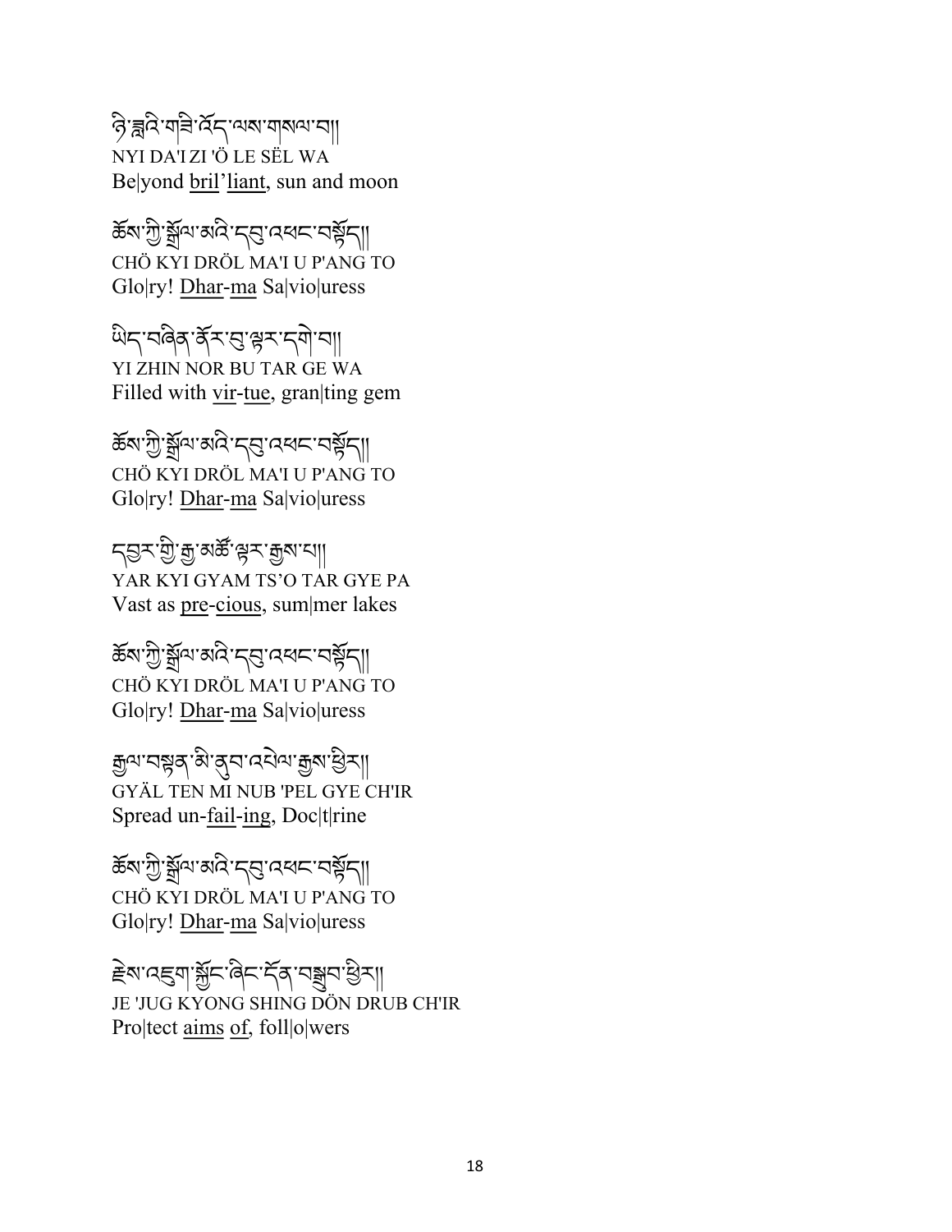ཉི་ཟླའི་གཟི་འོད་ལས་གསལ་བ།།
NYI DA'I ZI 'Ö LE SËL WA
Be|yond <u>bril</u>'<u>liant</u>, sun and moon

ཆོས་ཀྱི་སྒྲོལ་མའི་དབུ་འཕང་བསྟོད།།
CHÖ KYI DRÖL MA'I U P'ANG TO
Glo|ry! <u>Dhar</u>-<u>ma</u> Sa|vio|uress

ཡིད་བཞིན་ནོར་བུ་ལྟར་དགེ་བ།།
YI ZHIN NOR BU TAR GE WA
Filled with <u>vir</u>-<u>tue</u>, gran|ting gem

ཆོས་ཀྱི་སྒྲོལ་མའི་དབུ་འཕང་བསྟོད།།
CHÖ KYI DRÖL MA'I U P'ANG TO
Glo|ry! <u>Dhar</u>-<u>ma</u> Sa|vio|uress

དབྱར་གྱི་རྒྱ་མཚོ་ལྟར་རྒྱས་པ།།
YAR KYI GYAM TS'O TAR GYE PA
Vast as <u>pre</u>-<u>cious</u>, sum|mer lakes

ཆོས་ཀྱི་སྒྲོལ་མའི་དབུ་འཕང་བསྟོད།།
CHÖ KYI DRÖL MA'I U P'ANG TO
Glo|ry! <u>Dhar</u>-<u>ma</u> Sa|vio|uress

རྒྱལ་བསྟན་མི་ནུབ་འཕེལ་རྒྱས་ཕྱིར།།
GYÄL TEN MI NUB 'PEL GYE CH'IR
Spread un-<u>fail</u>-<u>ing</u>, Doc|t|rine

ཆོས་ཀྱི་སྒྲོལ་མའི་དབུ་འཕང་བསྟོད།།
CHÖ KYI DRÖL MA'I U P'ANG TO
Glo|ry! <u>Dhar</u>-<u>ma</u> Sa|vio|uress

རྗེས་འཇུག་སྐྱོང་ཞིང་དོན་བསྒྲུབ་ཕྱིར།།
JE 'JUG KYONG SHING DÖN DRUB CH'IR
Pro|tect <u>aims</u> <u>of</u>, foll|o|wers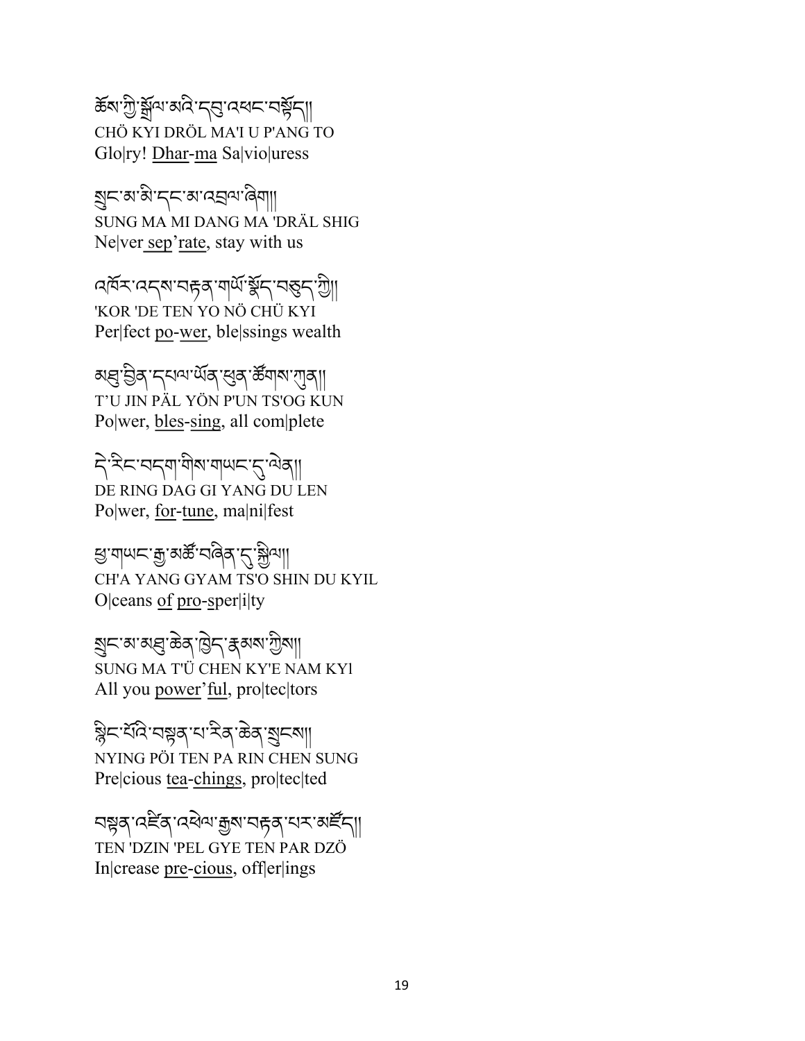ཆོས་ཀྱི་སྒྲོལ་མའི་དབུ་འཕང་བསྟོད།།
CHÖ KYI DRÖL MA'I U P'ANG TO
Glo|ry! <u>Dhar</u>-<u>ma</u> Sa|vio|uress

སྲུང་མ་མི་དང་མ་འབྲལ་ཞིག།
SUNG MA MI DANG MA 'DRÄL SHIG
Ne|ver <u>sep</u>'<u>rate</u>, stay with us

འཁོར་འདས་བརྟན་གཡོ་སྣོད་བཅུད་ཀྱི།།
'KOR 'DE TEN YO NÖ CHÜ KYI
Per|fect <u>po</u>-<u>wer</u>, ble|ssings wealth

མཐུ་བྱིན་དཔལ་ཡོན་ཕུན་ཚོགས་ཀུན།།
T'U JIN PÄL YÖN P'UN TS'OG KUN
Po|wer, <u>bles</u>-<u>sing</u>, all com|plete

དེ་རིང་བདག་གིས་གཡང་དུ་ལེན།།
DE RING DAG GI YANG DU LEN
Po|wer, <u>for</u>-<u>tune</u>, ma|ni|fest

ཕྱ་གཡང་རྒྱ་མཚོ་བཞིན་དུ་སྐྱིལ།།
CH'A YANG GYAM TS'O SHIN DU KYIL
O|ceans <u>of</u> <u>pro</u>-sper|i|ty

སྲུང་མ་མཐུ་ཆེན་ཁྱེད་རྣམས་ཀྱིས།།
SUNG MA T'Ü CHEN KY'E NAM KYl
All you <u>power</u>'<u>ful</u>, pro|tec|tors

སྙིང་པོའི་བསྟན་པ་རིན་ཆེན་སྲུངས།།
NYING PÖI TEN PA RIN CHEN SUNG
Pre|cious <u>tea</u>-<u>chings</u>, pro|tec|ted

བསྟན་འཛིན་འཕེལ་རྒྱས་བརྟན་པར་མཛོད།།
TEN 'DZIN 'PEL GYE TEN PAR DZÖ
In|crease <u>pre</u>-<u>cious</u>, off|er|ings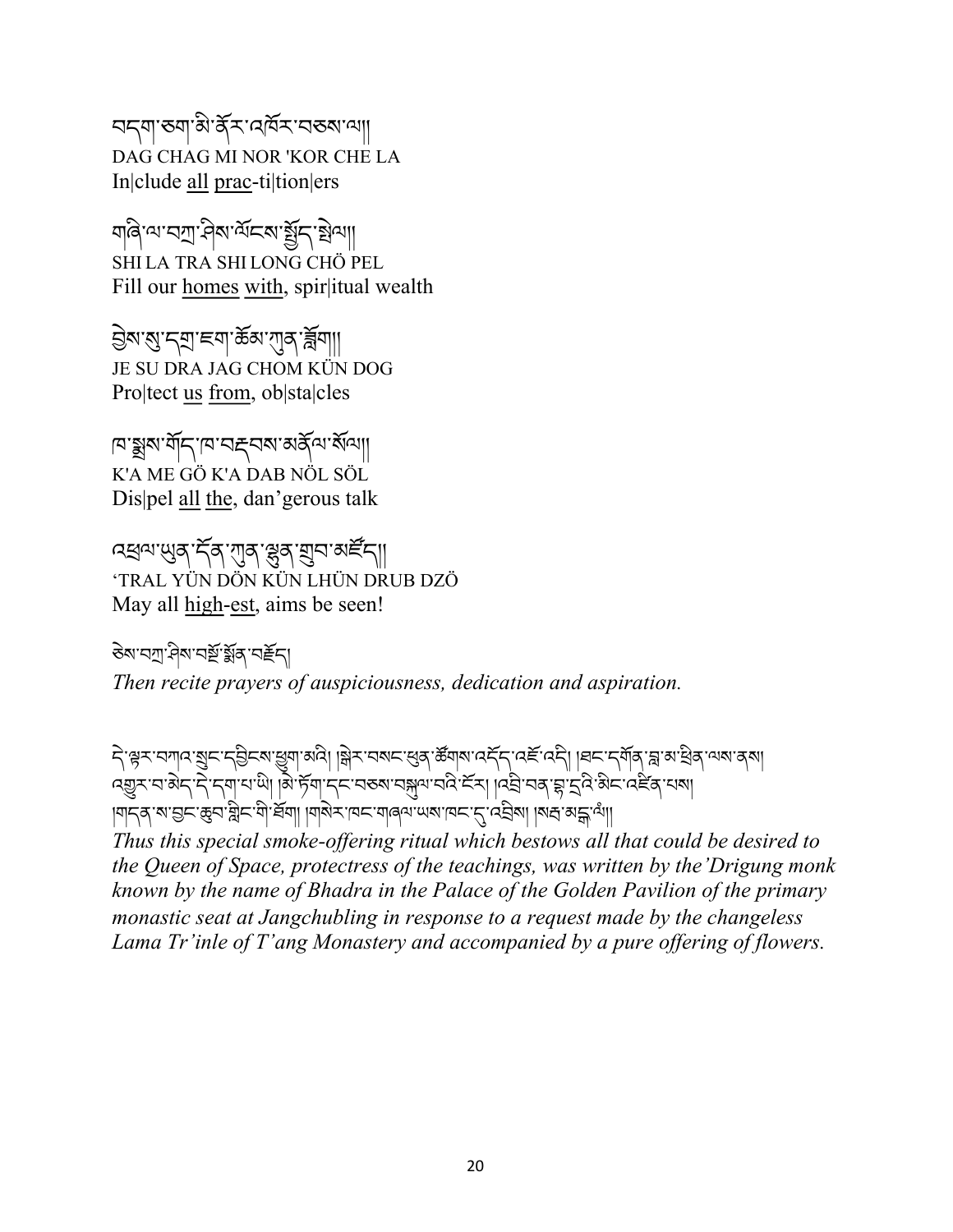བདག་ཅག་མི་ནོར་འཁོར་བཅས་ལ།།
DAG CHAG MI NOR 'KOR CHE LA
In|clude all prac-ti|tion|ers

གཞི་ལ་བཀྲ་ཤིས་ལོངས་སྤྱོད་སྤེལ།།
SHI LA TRA SHI LONG CHÖ PEL
Fill our homes with, spir|itual wealth

བྱེས་སུ་དགྲ་ཇག་ཆོམ་ཀུན་བཟློག།
JE SU DRA JAG CHOM KÜN DOG
Pro|tect us from, ob|sta|cles

ཁ་སྨྲས་གོད་ཁ་བརྡབས་མནོལ་སོལ།།
K'A ME GÖ K'A DAB NÖL SÖL
Dis|pel all the, dan'gerous talk

འཕྲལ་ཡུན་དོན་ཀུན་ལྷུན་གྲུབ་མཛོད།།
'TRAL YÜN DÖN KÜN LHÜN DRUB DZÖ
May all high-est, aims be seen!

ཅེས་བཀྲ་ཤིས་བསྔོ་སྨོན་བརྗོད།
*Then recite prayers of auspiciousness, dedication and aspiration.*

དེ་ལྟར་བཀའ་སྲུང་དབྱིངས་ཕྱུག་མའི། །གྲིར་བསང་ཕུན་ཚོགས་འདོད་འཇོ་འདི། །ཐང་དགོན་བླ་མ་ཕྲིན་ལས་ནས། འགྱུར་བ་མེད་དེ་དག་པ་ཡི། །མེ་ཏོག་དང་བཅས་བསྐུལ་བའི་ངོར། །འབྲི་བན་བྷ་དྲའི་མིང་འཛིན་པས། །གདན་ས་བྱང་ཆུབ་གླིང་གི་ཐོག། །གསེར་ཁང་གཞལ་ཡས་ཁང་དུ་འབྲིས། །སརྦ་མངྒ་ལཾ།།
*Thus this special smoke-offering ritual which bestows all that could be desired to the Queen of Space, protectress of the teachings, was written by the'Drigung monk known by the name of Bhadra in the Palace of the Golden Pavilion of the primary monastic seat at Jangchubling in response to a request made by the changeless Lama Tr'inle of T'ang Monastery and accompanied by a pure offering of flowers.*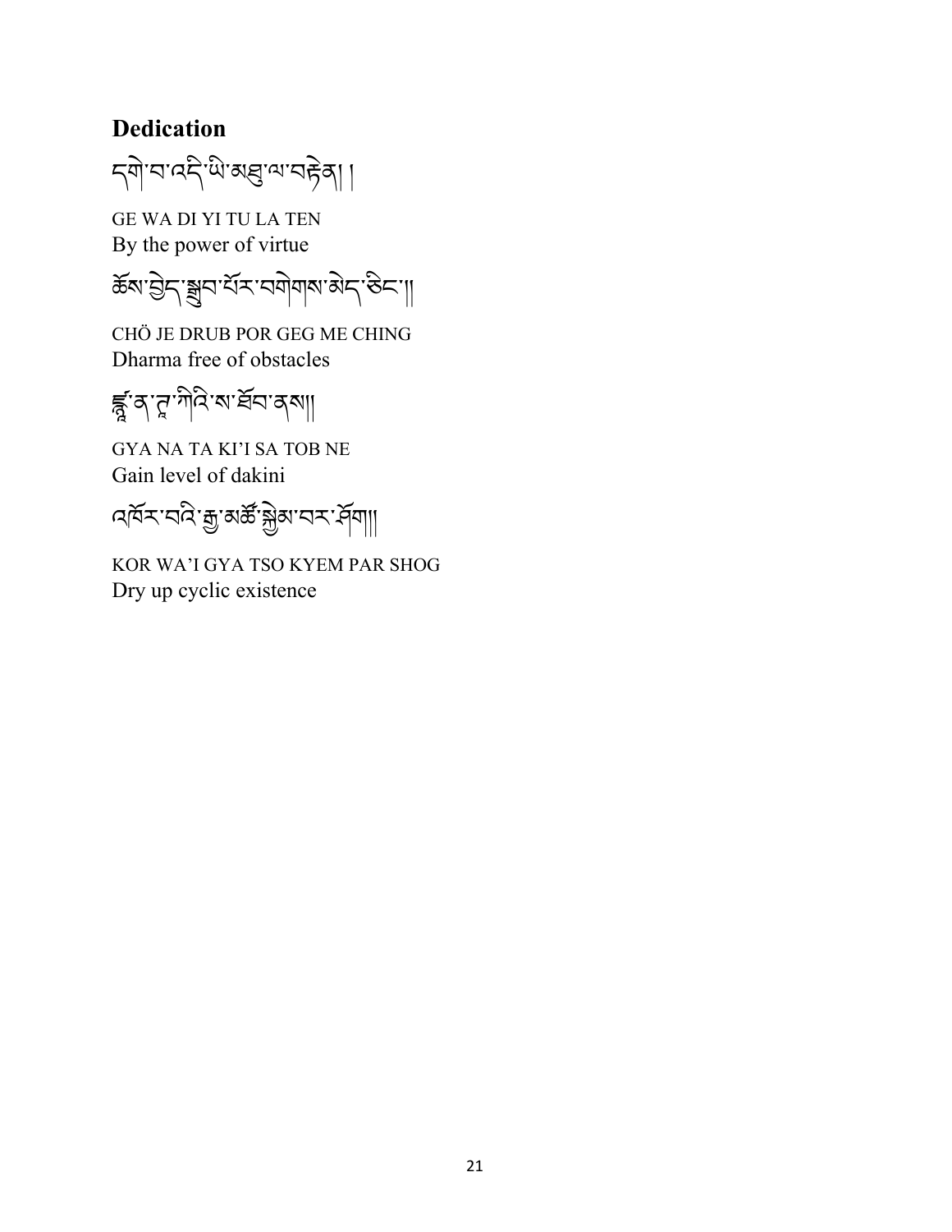## Dedication

དགེ་བ་འདི་ཡི་མཐུ་ལ་བརྟེན། །

GE WA DI YI TU LA TEN
By the power of virtue

ཆོས་བྱེད་སྒྲུབ་པོར་བགེགས་མེད་ཅིང་།།

CHÖ JE DRUB POR GEG ME CHING
Dharma free of obstacles

ཌཱ་ན་ཏཱ་ཀིའི་ས་ཐོབ་ནས།།

GYA NA TA KI'I SA TOB NE
Gain level of dakini

འཁོར་བའི་རྒྱ་མཚོ་སྐེམ་པར་ཤོག།།

KOR WA'I GYA TSO KYEM PAR SHOG
Dry up cyclic existence